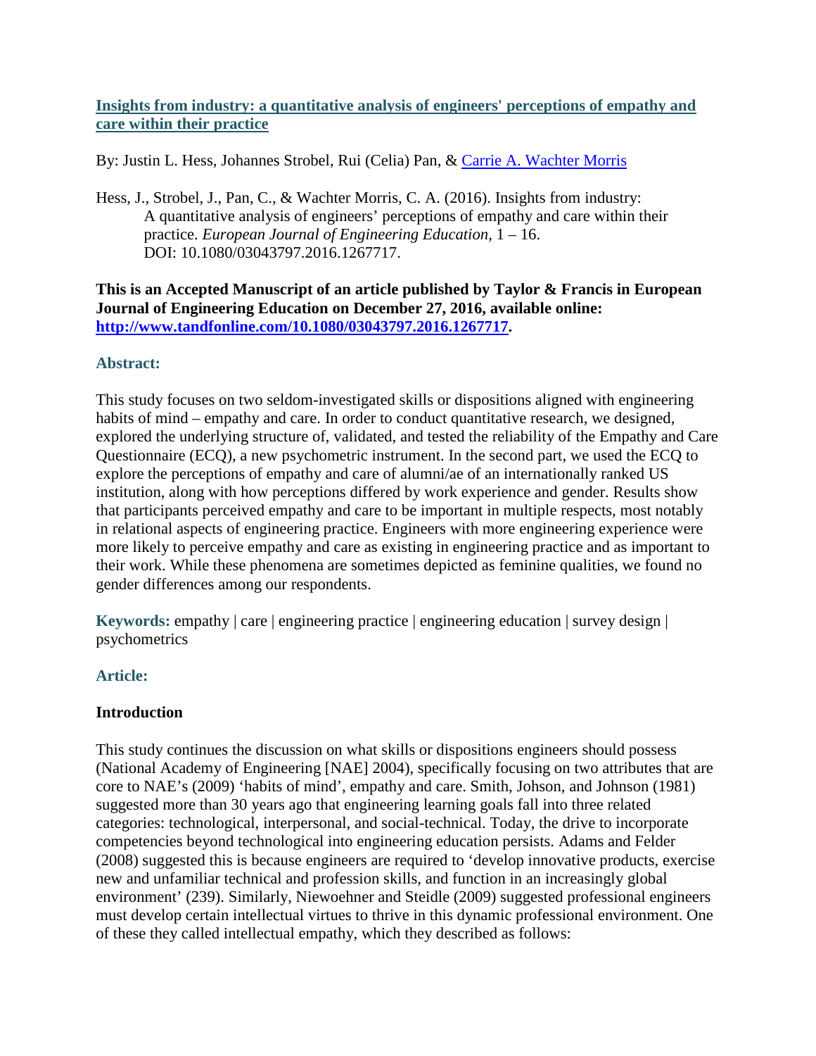# [Insights from industry: a quantitative analysis of engineers' perceptions of empathy and care within their practice](#)

By: Justin L. Hess, Johannes Strobel, Rui (Celia) Pan, & [Carrie A. Wachter Morris](#)

Hess, J., Strobel, J., Pan, C., & Wachter Morris, C. A. (2016). Insights from industry: A quantitative analysis of engineers' perceptions of empathy and care within their practice. *European Journal of Engineering Education*, 1 – 16. DOI: 10.1080/03043797.2016.1267717.

**This is an Accepted Manuscript of an article published by Taylor & Francis in European Journal of Engineering Education on December 27, 2016, available online: [http://www.tandfonline.com/10.1080/03043797.2016.1267717](http://www.tandfonline.com/10.1080/03043797.2016.1267717).**

## Abstract:

This study focuses on two seldom-investigated skills or dispositions aligned with engineering habits of mind – empathy and care. In order to conduct quantitative research, we designed, explored the underlying structure of, validated, and tested the reliability of the Empathy and Care Questionnaire (ECQ), a new psychometric instrument. In the second part, we used the ECQ to explore the perceptions of empathy and care of alumni/ae of an internationally ranked US institution, along with how perceptions differed by work experience and gender. Results show that participants perceived empathy and care to be important in multiple respects, most notably in relational aspects of engineering practice. Engineers with more engineering experience were more likely to perceive empathy and care as existing in engineering practice and as important to their work. While these phenomena are sometimes depicted as feminine qualities, we found no gender differences among our respondents.

**Keywords:** empathy | care | engineering practice | engineering education | survey design | psychometrics

## Article:

### Introduction

This study continues the discussion on what skills or dispositions engineers should possess (National Academy of Engineering [NAE] 2004), specifically focusing on two attributes that are core to NAE's (2009) 'habits of mind', empathy and care. Smith, Johson, and Johnson (1981) suggested more than 30 years ago that engineering learning goals fall into three related categories: technological, interpersonal, and social-technical. Today, the drive to incorporate competencies beyond technological into engineering education persists. Adams and Felder (2008) suggested this is because engineers are required to 'develop innovative products, exercise new and unfamiliar technical and profession skills, and function in an increasingly global environment' (239). Similarly, Niewoehner and Steidle (2009) suggested professional engineers must develop certain intellectual virtues to thrive in this dynamic professional environment. One of these they called intellectual empathy, which they described as follows: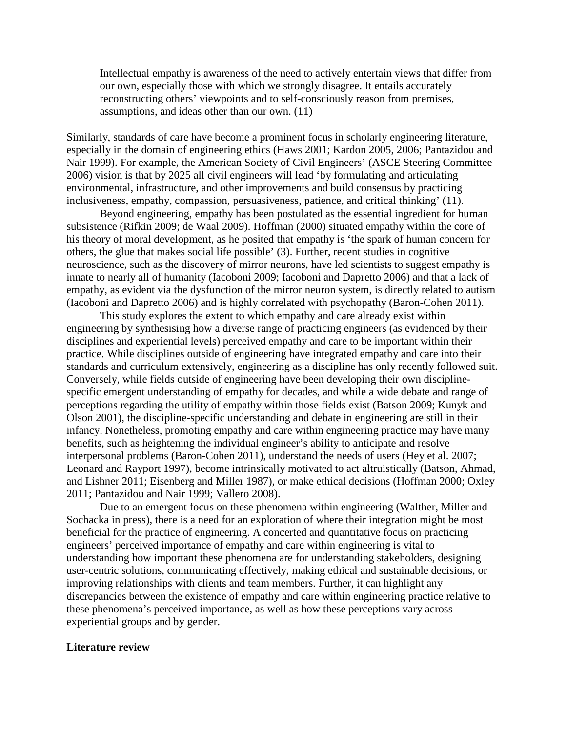> Intellectual empathy is awareness of the need to actively entertain views that differ from our own, especially those with which we strongly disagree. It entails accurately reconstructing others' viewpoints and to self-consciously reason from premises, assumptions, and ideas other than our own. (11)

Similarly, standards of care have become a prominent focus in scholarly engineering literature, especially in the domain of engineering ethics (Haws 2001; Kardon 2005, 2006; Pantazidou and Nair 1999). For example, the American Society of Civil Engineers' (ASCE Steering Committee 2006) vision is that by 2025 all civil engineers will lead 'by formulating and articulating environmental, infrastructure, and other improvements and build consensus by practicing inclusiveness, empathy, compassion, persuasiveness, patience, and critical thinking' (11).

Beyond engineering, empathy has been postulated as the essential ingredient for human subsistence (Rifkin 2009; de Waal 2009). Hoffman (2000) situated empathy within the core of his theory of moral development, as he posited that empathy is 'the spark of human concern for others, the glue that makes social life possible' (3). Further, recent studies in cognitive neuroscience, such as the discovery of mirror neurons, have led scientists to suggest empathy is innate to nearly all of humanity (Iacoboni 2009; Iacoboni and Dapretto 2006) and that a lack of empathy, as evident via the dysfunction of the mirror neuron system, is directly related to autism (Iacoboni and Dapretto 2006) and is highly correlated with psychopathy (Baron-Cohen 2011).

This study explores the extent to which empathy and care already exist within engineering by synthesising how a diverse range of practicing engineers (as evidenced by their disciplines and experiential levels) perceived empathy and care to be important within their practice. While disciplines outside of engineering have integrated empathy and care into their standards and curriculum extensively, engineering as a discipline has only recently followed suit. Conversely, while fields outside of engineering have been developing their own discipline-specific emergent understanding of empathy for decades, and while a wide debate and range of perceptions regarding the utility of empathy within those fields exist (Batson 2009; Kunyk and Olson 2001), the discipline-specific understanding and debate in engineering are still in their infancy. Nonetheless, promoting empathy and care within engineering practice may have many benefits, such as heightening the individual engineer's ability to anticipate and resolve interpersonal problems (Baron-Cohen 2011), understand the needs of users (Hey et al. 2007; Leonard and Rayport 1997), become intrinsically motivated to act altruistically (Batson, Ahmad, and Lishner 2011; Eisenberg and Miller 1987), or make ethical decisions (Hoffman 2000; Oxley 2011; Pantazidou and Nair 1999; Vallero 2008).

Due to an emergent focus on these phenomena within engineering (Walther, Miller and Sochacka in press), there is a need for an exploration of where their integration might be most beneficial for the practice of engineering. A concerted and quantitative focus on practicing engineers' perceived importance of empathy and care within engineering is vital to understanding how important these phenomena are for understanding stakeholders, designing user-centric solutions, communicating effectively, making ethical and sustainable decisions, or improving relationships with clients and team members. Further, it can highlight any discrepancies between the existence of empathy and care within engineering practice relative to these phenomena's perceived importance, as well as how these perceptions vary across experiential groups and by gender.

## Literature review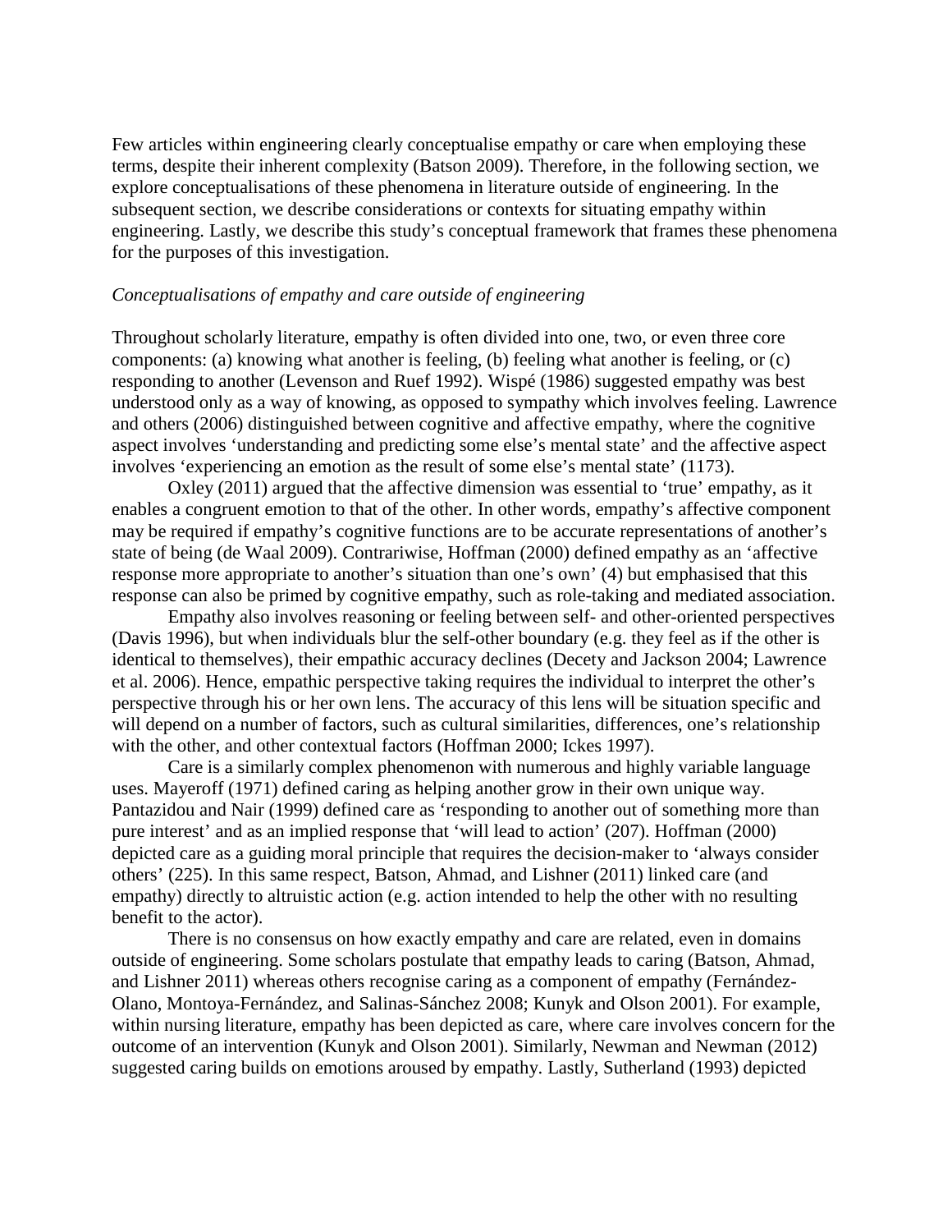Few articles within engineering clearly conceptualise empathy or care when employing these terms, despite their inherent complexity (Batson 2009). Therefore, in the following section, we explore conceptualisations of these phenomena in literature outside of engineering. In the subsequent section, we describe considerations or contexts for situating empathy within engineering. Lastly, we describe this study's conceptual framework that frames these phenomena for the purposes of this investigation.

### *Conceptualisations of empathy and care outside of engineering*

Throughout scholarly literature, empathy is often divided into one, two, or even three core components: (a) knowing what another is feeling, (b) feeling what another is feeling, or (c) responding to another (Levenson and Ruef 1992). Wispé (1986) suggested empathy was best understood only as a way of knowing, as opposed to sympathy which involves feeling. Lawrence and others (2006) distinguished between cognitive and affective empathy, where the cognitive aspect involves 'understanding and predicting some else's mental state' and the affective aspect involves 'experiencing an emotion as the result of some else's mental state' (1173).

Oxley (2011) argued that the affective dimension was essential to 'true' empathy, as it enables a congruent emotion to that of the other. In other words, empathy's affective component may be required if empathy's cognitive functions are to be accurate representations of another's state of being (de Waal 2009). Contrariwise, Hoffman (2000) defined empathy as an 'affective response more appropriate to another's situation than one's own' (4) but emphasised that this response can also be primed by cognitive empathy, such as role-taking and mediated association.

Empathy also involves reasoning or feeling between self- and other-oriented perspectives (Davis 1996), but when individuals blur the self-other boundary (e.g. they feel as if the other is identical to themselves), their empathic accuracy declines (Decety and Jackson 2004; Lawrence et al. 2006). Hence, empathic perspective taking requires the individual to interpret the other's perspective through his or her own lens. The accuracy of this lens will be situation specific and will depend on a number of factors, such as cultural similarities, differences, one's relationship with the other, and other contextual factors (Hoffman 2000; Ickes 1997).

Care is a similarly complex phenomenon with numerous and highly variable language uses. Mayeroff (1971) defined caring as helping another grow in their own unique way. Pantazidou and Nair (1999) defined care as 'responding to another out of something more than pure interest' and as an implied response that 'will lead to action' (207). Hoffman (2000) depicted care as a guiding moral principle that requires the decision-maker to 'always consider others' (225). In this same respect, Batson, Ahmad, and Lishner (2011) linked care (and empathy) directly to altruistic action (e.g. action intended to help the other with no resulting benefit to the actor).

There is no consensus on how exactly empathy and care are related, even in domains outside of engineering. Some scholars postulate that empathy leads to caring (Batson, Ahmad, and Lishner 2011) whereas others recognise caring as a component of empathy (Fernández-Olano, Montoya-Fernández, and Salinas-Sánchez 2008; Kunyk and Olson 2001). For example, within nursing literature, empathy has been depicted as care, where care involves concern for the outcome of an intervention (Kunyk and Olson 2001). Similarly, Newman and Newman (2012) suggested caring builds on emotions aroused by empathy. Lastly, Sutherland (1993) depicted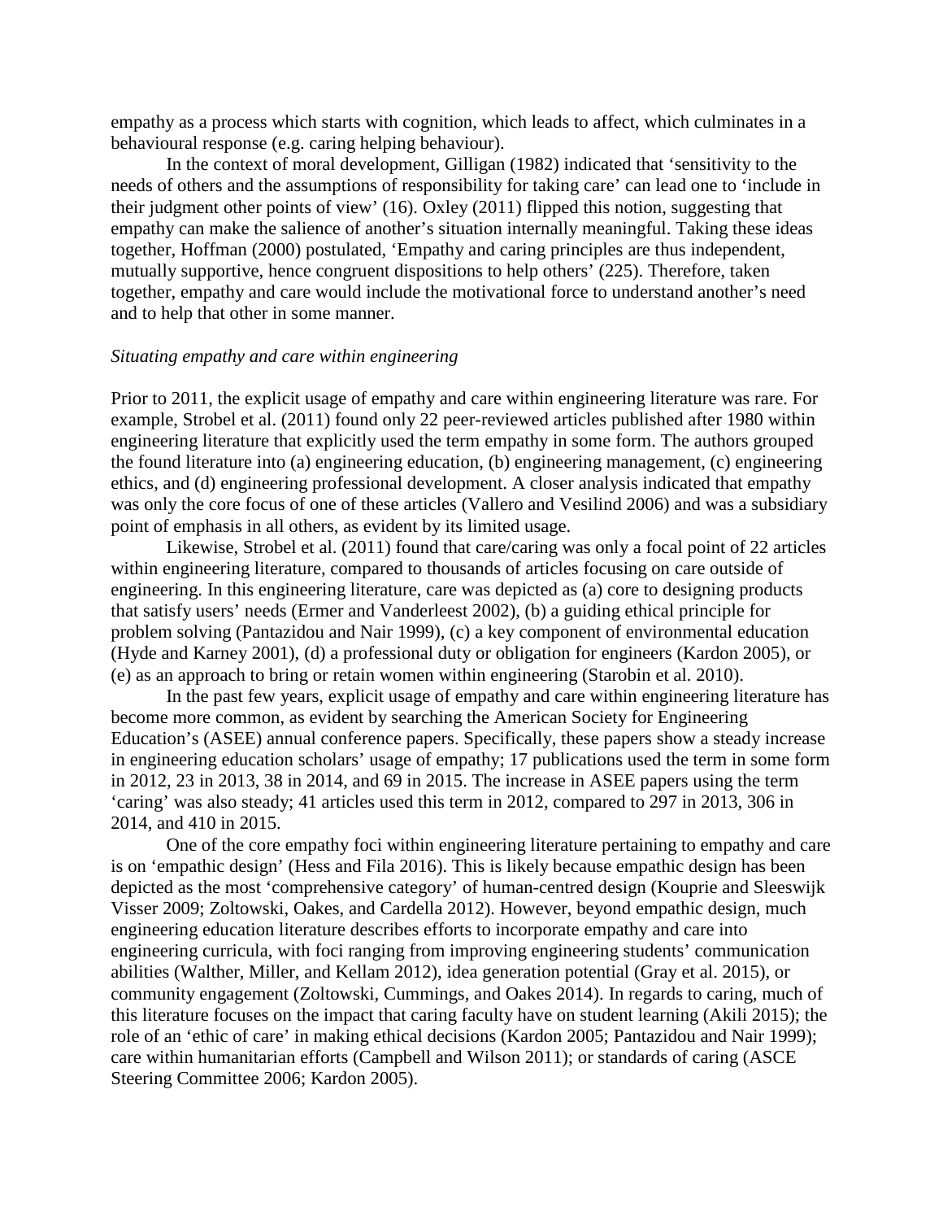empathy as a process which starts with cognition, which leads to affect, which culminates in a behavioural response (e.g. caring helping behaviour).

In the context of moral development, Gilligan (1982) indicated that 'sensitivity to the needs of others and the assumptions of responsibility for taking care' can lead one to 'include in their judgment other points of view' (16). Oxley (2011) flipped this notion, suggesting that empathy can make the salience of another's situation internally meaningful. Taking these ideas together, Hoffman (2000) postulated, 'Empathy and caring principles are thus independent, mutually supportive, hence congruent dispositions to help others' (225). Therefore, taken together, empathy and care would include the motivational force to understand another's need and to help that other in some manner.

*Situating empathy and care within engineering*

Prior to 2011, the explicit usage of empathy and care within engineering literature was rare. For example, Strobel et al. (2011) found only 22 peer-reviewed articles published after 1980 within engineering literature that explicitly used the term empathy in some form. The authors grouped the found literature into (a) engineering education, (b) engineering management, (c) engineering ethics, and (d) engineering professional development. A closer analysis indicated that empathy was only the core focus of one of these articles (Vallero and Vesilind 2006) and was a subsidiary point of emphasis in all others, as evident by its limited usage.

Likewise, Strobel et al. (2011) found that care/caring was only a focal point of 22 articles within engineering literature, compared to thousands of articles focusing on care outside of engineering. In this engineering literature, care was depicted as (a) core to designing products that satisfy users' needs (Ermer and Vanderleest 2002), (b) a guiding ethical principle for problem solving (Pantazidou and Nair 1999), (c) a key component of environmental education (Hyde and Karney 2001), (d) a professional duty or obligation for engineers (Kardon 2005), or (e) as an approach to bring or retain women within engineering (Starobin et al. 2010).

In the past few years, explicit usage of empathy and care within engineering literature has become more common, as evident by searching the American Society for Engineering Education's (ASEE) annual conference papers. Specifically, these papers show a steady increase in engineering education scholars' usage of empathy; 17 publications used the term in some form in 2012, 23 in 2013, 38 in 2014, and 69 in 2015. The increase in ASEE papers using the term 'caring' was also steady; 41 articles used this term in 2012, compared to 297 in 2013, 306 in 2014, and 410 in 2015.

One of the core empathy foci within engineering literature pertaining to empathy and care is on 'empathic design' (Hess and Fila 2016). This is likely because empathic design has been depicted as the most 'comprehensive category' of human-centred design (Kouprie and Sleeswijk Visser 2009; Zoltowski, Oakes, and Cardella 2012). However, beyond empathic design, much engineering education literature describes efforts to incorporate empathy and care into engineering curricula, with foci ranging from improving engineering students' communication abilities (Walther, Miller, and Kellam 2012), idea generation potential (Gray et al. 2015), or community engagement (Zoltowski, Cummings, and Oakes 2014). In regards to caring, much of this literature focuses on the impact that caring faculty have on student learning (Akili 2015); the role of an 'ethic of care' in making ethical decisions (Kardon 2005; Pantazidou and Nair 1999); care within humanitarian efforts (Campbell and Wilson 2011); or standards of caring (ASCE Steering Committee 2006; Kardon 2005).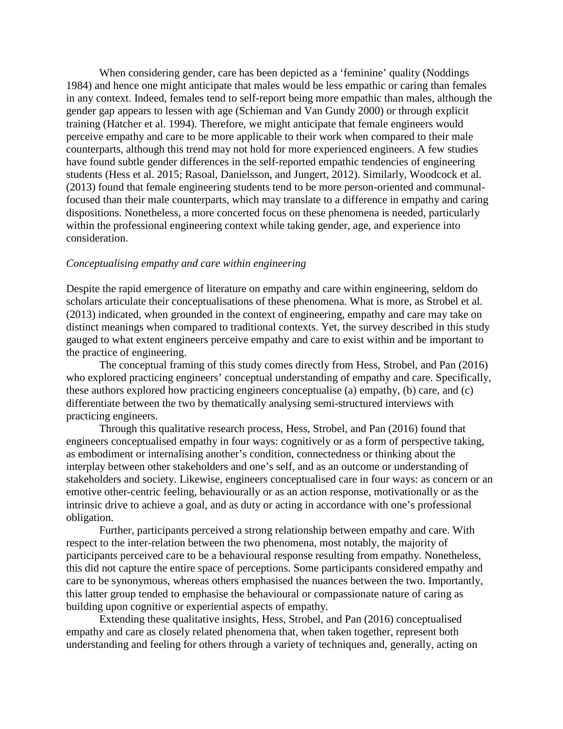When considering gender, care has been depicted as a 'feminine' quality (Noddings 1984) and hence one might anticipate that males would be less empathic or caring than females in any context. Indeed, females tend to self-report being more empathic than males, although the gender gap appears to lessen with age (Schieman and Van Gundy 2000) or through explicit training (Hatcher et al. 1994). Therefore, we might anticipate that female engineers would perceive empathy and care to be more applicable to their work when compared to their male counterparts, although this trend may not hold for more experienced engineers. A few studies have found subtle gender differences in the self-reported empathic tendencies of engineering students (Hess et al. 2015; Rasoal, Danielsson, and Jungert, 2012). Similarly, Woodcock et al. (2013) found that female engineering students tend to be more person-oriented and communal-focused than their male counterparts, which may translate to a difference in empathy and caring dispositions. Nonetheless, a more concerted focus on these phenomena is needed, particularly within the professional engineering context while taking gender, age, and experience into consideration.

*Conceptualising empathy and care within engineering*

Despite the rapid emergence of literature on empathy and care within engineering, seldom do scholars articulate their conceptualisations of these phenomena. What is more, as Strobel et al. (2013) indicated, when grounded in the context of engineering, empathy and care may take on distinct meanings when compared to traditional contexts. Yet, the survey described in this study gauged to what extent engineers perceive empathy and care to exist within and be important to the practice of engineering.

The conceptual framing of this study comes directly from Hess, Strobel, and Pan (2016) who explored practicing engineers' conceptual understanding of empathy and care. Specifically, these authors explored how practicing engineers conceptualise (a) empathy, (b) care, and (c) differentiate between the two by thematically analysing semi-structured interviews with practicing engineers.

Through this qualitative research process, Hess, Strobel, and Pan (2016) found that engineers conceptualised empathy in four ways: cognitively or as a form of perspective taking, as embodiment or internalising another's condition, connectedness or thinking about the interplay between other stakeholders and one's self, and as an outcome or understanding of stakeholders and society. Likewise, engineers conceptualised care in four ways: as concern or an emotive other-centric feeling, behaviourally or as an action response, motivationally or as the intrinsic drive to achieve a goal, and as duty or acting in accordance with one's professional obligation.

Further, participants perceived a strong relationship between empathy and care. With respect to the inter-relation between the two phenomena, most notably, the majority of participants perceived care to be a behavioural response resulting from empathy. Nonetheless, this did not capture the entire space of perceptions. Some participants considered empathy and care to be synonymous, whereas others emphasised the nuances between the two. Importantly, this latter group tended to emphasise the behavioural or compassionate nature of caring as building upon cognitive or experiential aspects of empathy.

Extending these qualitative insights, Hess, Strobel, and Pan (2016) conceptualised empathy and care as closely related phenomena that, when taken together, represent both understanding and feeling for others through a variety of techniques and, generally, acting on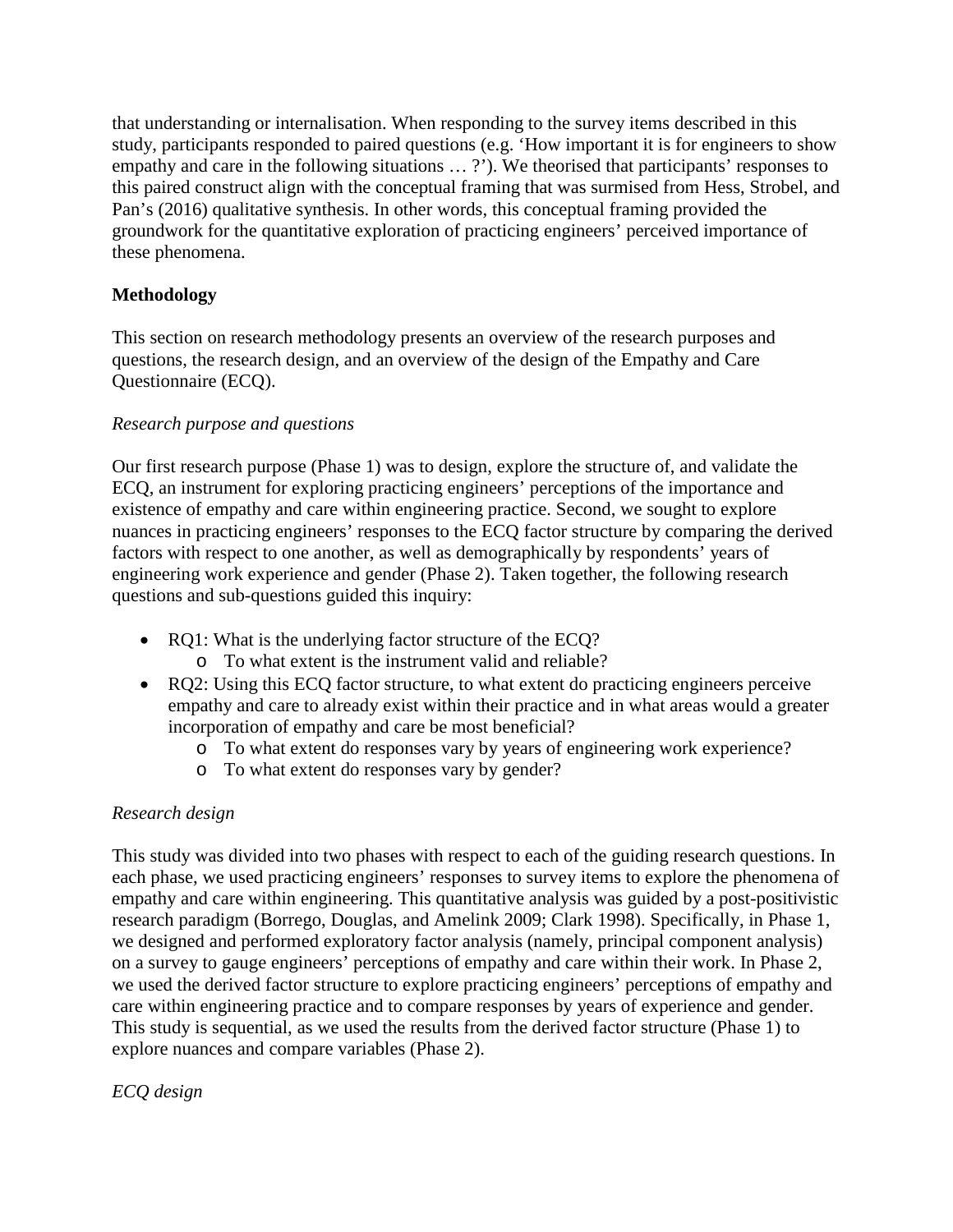that understanding or internalisation. When responding to the survey items described in this study, participants responded to paired questions (e.g. 'How important it is for engineers to show empathy and care in the following situations … ?'). We theorised that participants' responses to this paired construct align with the conceptual framing that was surmised from Hess, Strobel, and Pan's (2016) qualitative synthesis. In other words, this conceptual framing provided the groundwork for the quantitative exploration of practicing engineers' perceived importance of these phenomena.

## Methodology

This section on research methodology presents an overview of the research purposes and questions, the research design, and an overview of the design of the Empathy and Care Questionnaire (ECQ).

### *Research purpose and questions*

Our first research purpose (Phase 1) was to design, explore the structure of, and validate the ECQ, an instrument for exploring practicing engineers' perceptions of the importance and existence of empathy and care within engineering practice. Second, we sought to explore nuances in practicing engineers' responses to the ECQ factor structure by comparing the derived factors with respect to one another, as well as demographically by respondents' years of engineering work experience and gender (Phase 2). Taken together, the following research questions and sub-questions guided this inquiry:

- RQ1: What is the underlying factor structure of the ECQ?
  - To what extent is the instrument valid and reliable?
- RQ2: Using this ECQ factor structure, to what extent do practicing engineers perceive empathy and care to already exist within their practice and in what areas would a greater incorporation of empathy and care be most beneficial?
  - To what extent do responses vary by years of engineering work experience?
  - To what extent do responses vary by gender?

### *Research design*

This study was divided into two phases with respect to each of the guiding research questions. In each phase, we used practicing engineers' responses to survey items to explore the phenomena of empathy and care within engineering. This quantitative analysis was guided by a post-positivistic research paradigm (Borrego, Douglas, and Amelink 2009; Clark 1998). Specifically, in Phase 1, we designed and performed exploratory factor analysis (namely, principal component analysis) on a survey to gauge engineers' perceptions of empathy and care within their work. In Phase 2, we used the derived factor structure to explore practicing engineers' perceptions of empathy and care within engineering practice and to compare responses by years of experience and gender. This study is sequential, as we used the results from the derived factor structure (Phase 1) to explore nuances and compare variables (Phase 2).

### *ECQ design*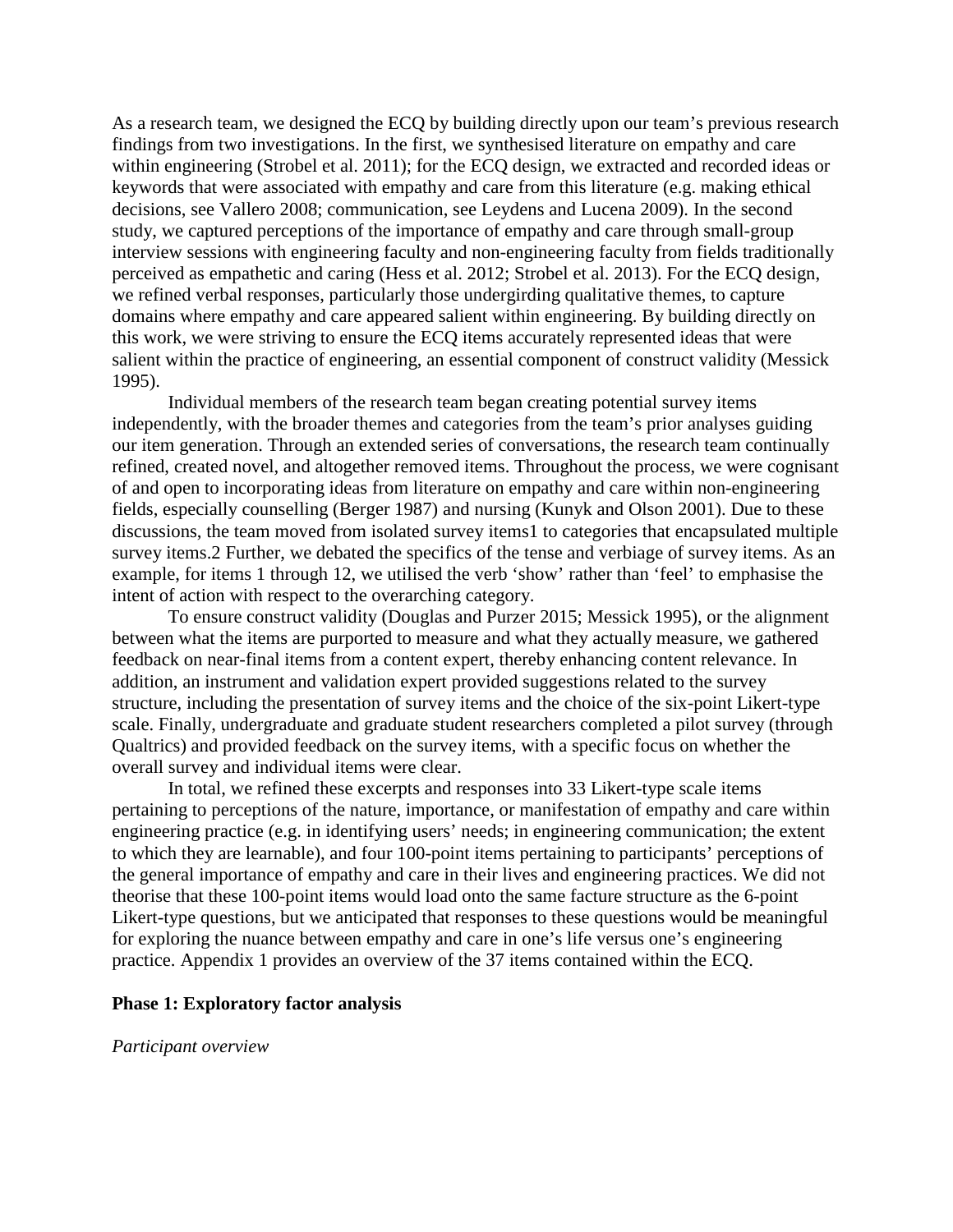As a research team, we designed the ECQ by building directly upon our team's previous research findings from two investigations. In the first, we synthesised literature on empathy and care within engineering (Strobel et al. 2011); for the ECQ design, we extracted and recorded ideas or keywords that were associated with empathy and care from this literature (e.g. making ethical decisions, see Vallero 2008; communication, see Leydens and Lucena 2009). In the second study, we captured perceptions of the importance of empathy and care through small-group interview sessions with engineering faculty and non-engineering faculty from fields traditionally perceived as empathetic and caring (Hess et al. 2012; Strobel et al. 2013). For the ECQ design, we refined verbal responses, particularly those undergirding qualitative themes, to capture domains where empathy and care appeared salient within engineering. By building directly on this work, we were striving to ensure the ECQ items accurately represented ideas that were salient within the practice of engineering, an essential component of construct validity (Messick 1995).

Individual members of the research team began creating potential survey items independently, with the broader themes and categories from the team's prior analyses guiding our item generation. Through an extended series of conversations, the research team continually refined, created novel, and altogether removed items. Throughout the process, we were cognisant of and open to incorporating ideas from literature on empathy and care within non-engineering fields, especially counselling (Berger 1987) and nursing (Kunyk and Olson 2001). Due to these discussions, the team moved from isolated survey items[1] to categories that encapsulated multiple survey items.[2] Further, we debated the specifics of the tense and verbiage of survey items. As an example, for items 1 through 12, we utilised the verb 'show' rather than 'feel' to emphasise the intent of action with respect to the overarching category.

To ensure construct validity (Douglas and Purzer 2015; Messick 1995), or the alignment between what the items are purported to measure and what they actually measure, we gathered feedback on near-final items from a content expert, thereby enhancing content relevance. In addition, an instrument and validation expert provided suggestions related to the survey structure, including the presentation of survey items and the choice of the six-point Likert-type scale. Finally, undergraduate and graduate student researchers completed a pilot survey (through Qualtrics) and provided feedback on the survey items, with a specific focus on whether the overall survey and individual items were clear.

In total, we refined these excerpts and responses into 33 Likert-type scale items pertaining to perceptions of the nature, importance, or manifestation of empathy and care within engineering practice (e.g. in identifying users' needs; in engineering communication; the extent to which they are learnable), and four 100-point items pertaining to participants' perceptions of the general importance of empathy and care in their lives and engineering practices. We did not theorise that these 100-point items would load onto the same facture structure as the 6-point Likert-type questions, but we anticipated that responses to these questions would be meaningful for exploring the nuance between empathy and care in one's life versus one's engineering practice. Appendix 1 provides an overview of the 37 items contained within the ECQ.

**Phase 1: Exploratory factor analysis**

*Participant overview*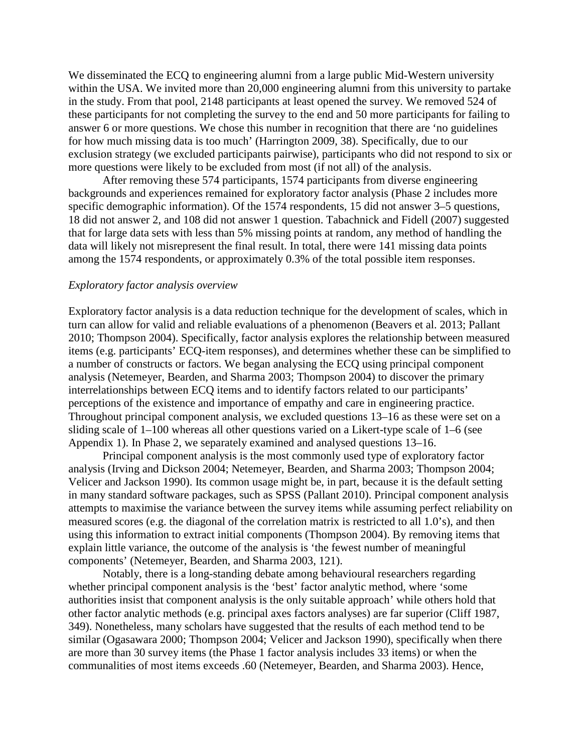We disseminated the ECQ to engineering alumni from a large public Mid-Western university within the USA. We invited more than 20,000 engineering alumni from this university to partake in the study. From that pool, 2148 participants at least opened the survey. We removed 524 of these participants for not completing the survey to the end and 50 more participants for failing to answer 6 or more questions. We chose this number in recognition that there are 'no guidelines for how much missing data is too much' (Harrington 2009, 38). Specifically, due to our exclusion strategy (we excluded participants pairwise), participants who did not respond to six or more questions were likely to be excluded from most (if not all) of the analysis.

After removing these 574 participants, 1574 participants from diverse engineering backgrounds and experiences remained for exploratory factor analysis (Phase 2 includes more specific demographic information). Of the 1574 respondents, 15 did not answer 3–5 questions, 18 did not answer 2, and 108 did not answer 1 question. Tabachnick and Fidell (2007) suggested that for large data sets with less than 5% missing points at random, any method of handling the data will likely not misrepresent the final result. In total, there were 141 missing data points among the 1574 respondents, or approximately 0.3% of the total possible item responses.

*Exploratory factor analysis overview*

Exploratory factor analysis is a data reduction technique for the development of scales, which in turn can allow for valid and reliable evaluations of a phenomenon (Beavers et al. 2013; Pallant 2010; Thompson 2004). Specifically, factor analysis explores the relationship between measured items (e.g. participants' ECQ-item responses), and determines whether these can be simplified to a number of constructs or factors. We began analysing the ECQ using principal component analysis (Netemeyer, Bearden, and Sharma 2003; Thompson 2004) to discover the primary interrelationships between ECQ items and to identify factors related to our participants' perceptions of the existence and importance of empathy and care in engineering practice. Throughout principal component analysis, we excluded questions 13–16 as these were set on a sliding scale of 1–100 whereas all other questions varied on a Likert-type scale of 1–6 (see Appendix 1). In Phase 2, we separately examined and analysed questions 13–16.

Principal component analysis is the most commonly used type of exploratory factor analysis (Irving and Dickson 2004; Netemeyer, Bearden, and Sharma 2003; Thompson 2004; Velicer and Jackson 1990). Its common usage might be, in part, because it is the default setting in many standard software packages, such as SPSS (Pallant 2010). Principal component analysis attempts to maximise the variance between the survey items while assuming perfect reliability on measured scores (e.g. the diagonal of the correlation matrix is restricted to all 1.0's), and then using this information to extract initial components (Thompson 2004). By removing items that explain little variance, the outcome of the analysis is 'the fewest number of meaningful components' (Netemeyer, Bearden, and Sharma 2003, 121).

Notably, there is a long-standing debate among behavioural researchers regarding whether principal component analysis is the 'best' factor analytic method, where 'some authorities insist that component analysis is the only suitable approach' while others hold that other factor analytic methods (e.g. principal axes factors analyses) are far superior (Cliff 1987, 349). Nonetheless, many scholars have suggested that the results of each method tend to be similar (Ogasawara 2000; Thompson 2004; Velicer and Jackson 1990), specifically when there are more than 30 survey items (the Phase 1 factor analysis includes 33 items) or when the communalities of most items exceeds .60 (Netemeyer, Bearden, and Sharma 2003). Hence,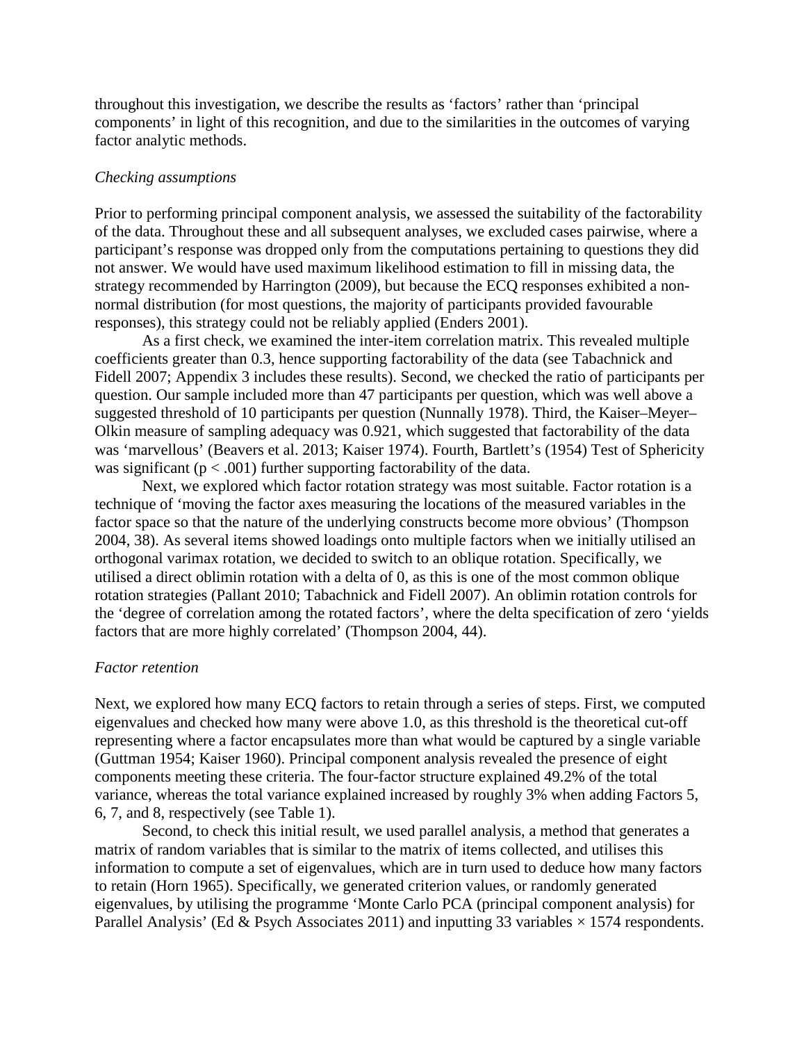throughout this investigation, we describe the results as 'factors' rather than 'principal components' in light of this recognition, and due to the similarities in the outcomes of varying factor analytic methods.

*Checking assumptions*

Prior to performing principal component analysis, we assessed the suitability of the factorability of the data. Throughout these and all subsequent analyses, we excluded cases pairwise, where a participant's response was dropped only from the computations pertaining to questions they did not answer. We would have used maximum likelihood estimation to fill in missing data, the strategy recommended by Harrington (2009), but because the ECQ responses exhibited a non-normal distribution (for most questions, the majority of participants provided favourable responses), this strategy could not be reliably applied (Enders 2001).

As a first check, we examined the inter-item correlation matrix. This revealed multiple coefficients greater than 0.3, hence supporting factorability of the data (see Tabachnick and Fidell 2007; Appendix 3 includes these results). Second, we checked the ratio of participants per question. Our sample included more than 47 participants per question, which was well above a suggested threshold of 10 participants per question (Nunnally 1978). Third, the Kaiser–Meyer–Olkin measure of sampling adequacy was 0.921, which suggested that factorability of the data was 'marvellous' (Beavers et al. 2013; Kaiser 1974). Fourth, Bartlett's (1954) Test of Sphericity was significant ($p < .001$) further supporting factorability of the data.

Next, we explored which factor rotation strategy was most suitable. Factor rotation is a technique of 'moving the factor axes measuring the locations of the measured variables in the factor space so that the nature of the underlying constructs become more obvious' (Thompson 2004, 38). As several items showed loadings onto multiple factors when we initially utilised an orthogonal varimax rotation, we decided to switch to an oblique rotation. Specifically, we utilised a direct oblimin rotation with a delta of 0, as this is one of the most common oblique rotation strategies (Pallant 2010; Tabachnick and Fidell 2007). An oblimin rotation controls for the 'degree of correlation among the rotated factors', where the delta specification of zero 'yields factors that are more highly correlated' (Thompson 2004, 44).

*Factor retention*

Next, we explored how many ECQ factors to retain through a series of steps. First, we computed eigenvalues and checked how many were above 1.0, as this threshold is the theoretical cut-off representing where a factor encapsulates more than what would be captured by a single variable (Guttman 1954; Kaiser 1960). Principal component analysis revealed the presence of eight components meeting these criteria. The four-factor structure explained 49.2% of the total variance, whereas the total variance explained increased by roughly 3% when adding Factors 5, 6, 7, and 8, respectively (see Table 1).

Second, to check this initial result, we used parallel analysis, a method that generates a matrix of random variables that is similar to the matrix of items collected, and utilises this information to compute a set of eigenvalues, which are in turn used to deduce how many factors to retain (Horn 1965). Specifically, we generated criterion values, or randomly generated eigenvalues, by utilising the programme 'Monte Carlo PCA (principal component analysis) for Parallel Analysis' (Ed & Psych Associates 2011) and inputting 33 variables × 1574 respondents.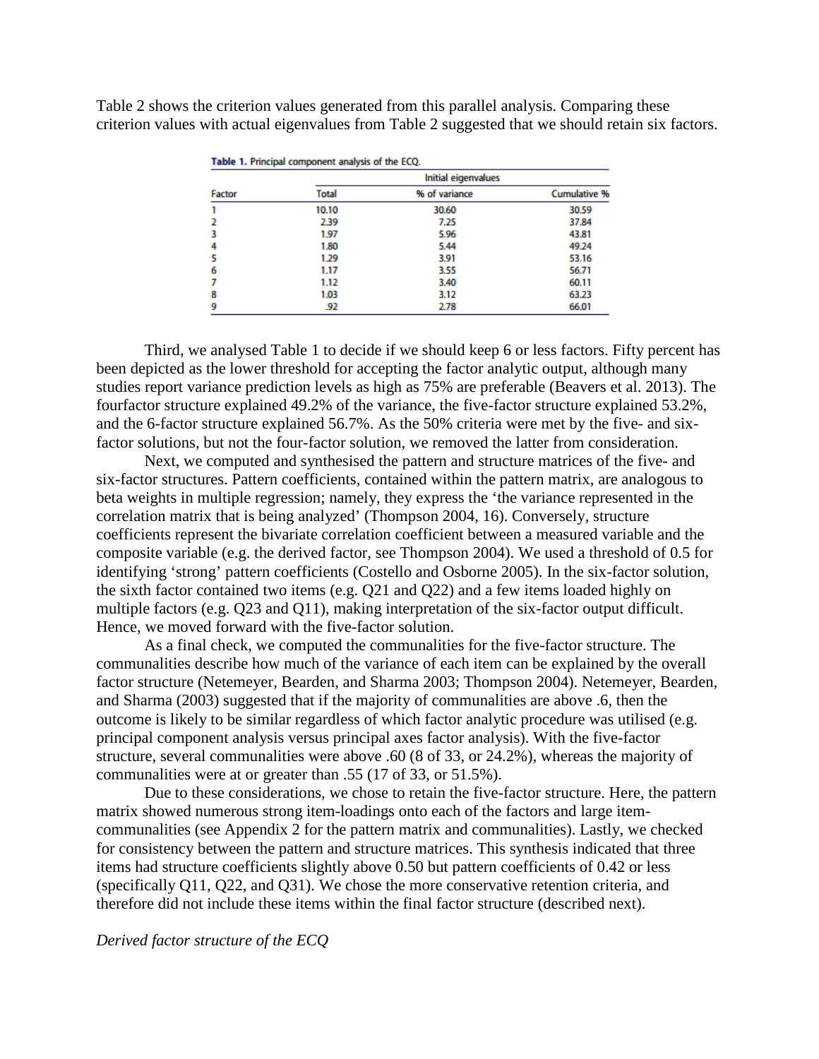Table 2 shows the criterion values generated from this parallel analysis. Comparing these criterion values with actual eigenvalues from Table 2 suggested that we should retain six factors.

**Table 1.** Principal component analysis of the ECQ.

| | Initial eigenvalues | | |
|---|---|---|---|
| Factor | Total | % of variance | Cumulative % |
| 1 | 10.10 | 30.60 | 30.59 |
| 2 | 2.39 | 7.25 | 37.84 |
| 3 | 1.97 | 5.96 | 43.81 |
| 4 | 1.80 | 5.44 | 49.24 |
| 5 | 1.29 | 3.91 | 53.16 |
| 6 | 1.17 | 3.55 | 56.71 |
| 7 | 1.12 | 3.40 | 60.11 |
| 8 | 1.03 | 3.12 | 63.23 |
| 9 | .92 | 2.78 | 66.01 |

Third, we analysed Table 1 to decide if we should keep 6 or less factors. Fifty percent has been depicted as the lower threshold for accepting the factor analytic output, although many studies report variance prediction levels as high as 75% are preferable (Beavers et al. 2013). The fourfactor structure explained 49.2% of the variance, the five-factor structure explained 53.2%, and the 6-factor structure explained 56.7%. As the 50% criteria were met by the five- and six-factor solutions, but not the four-factor solution, we removed the latter from consideration.

Next, we computed and synthesised the pattern and structure matrices of the five- and six-factor structures. Pattern coefficients, contained within the pattern matrix, are analogous to beta weights in multiple regression; namely, they express the 'the variance represented in the correlation matrix that is being analyzed' (Thompson 2004, 16). Conversely, structure coefficients represent the bivariate correlation coefficient between a measured variable and the composite variable (e.g. the derived factor, see Thompson 2004). We used a threshold of 0.5 for identifying 'strong' pattern coefficients (Costello and Osborne 2005). In the six-factor solution, the sixth factor contained two items (e.g. Q21 and Q22) and a few items loaded highly on multiple factors (e.g. Q23 and Q11), making interpretation of the six-factor output difficult. Hence, we moved forward with the five-factor solution.

As a final check, we computed the communalities for the five-factor structure. The communalities describe how much of the variance of each item can be explained by the overall factor structure (Netemeyer, Bearden, and Sharma 2003; Thompson 2004). Netemeyer, Bearden, and Sharma (2003) suggested that if the majority of communalities are above .6, then the outcome is likely to be similar regardless of which factor analytic procedure was utilised (e.g. principal component analysis versus principal axes factor analysis). With the five-factor structure, several communalities were above .60 (8 of 33, or 24.2%), whereas the majority of communalities were at or greater than .55 (17 of 33, or 51.5%).

Due to these considerations, we chose to retain the five-factor structure. Here, the pattern matrix showed numerous strong item-loadings onto each of the factors and large item-communalities (see Appendix 2 for the pattern matrix and communalities). Lastly, we checked for consistency between the pattern and structure matrices. This synthesis indicated that three items had structure coefficients slightly above 0.50 but pattern coefficients of 0.42 or less (specifically Q11, Q22, and Q31). We chose the more conservative retention criteria, and therefore did not include these items within the final factor structure (described next).

*Derived factor structure of the ECQ*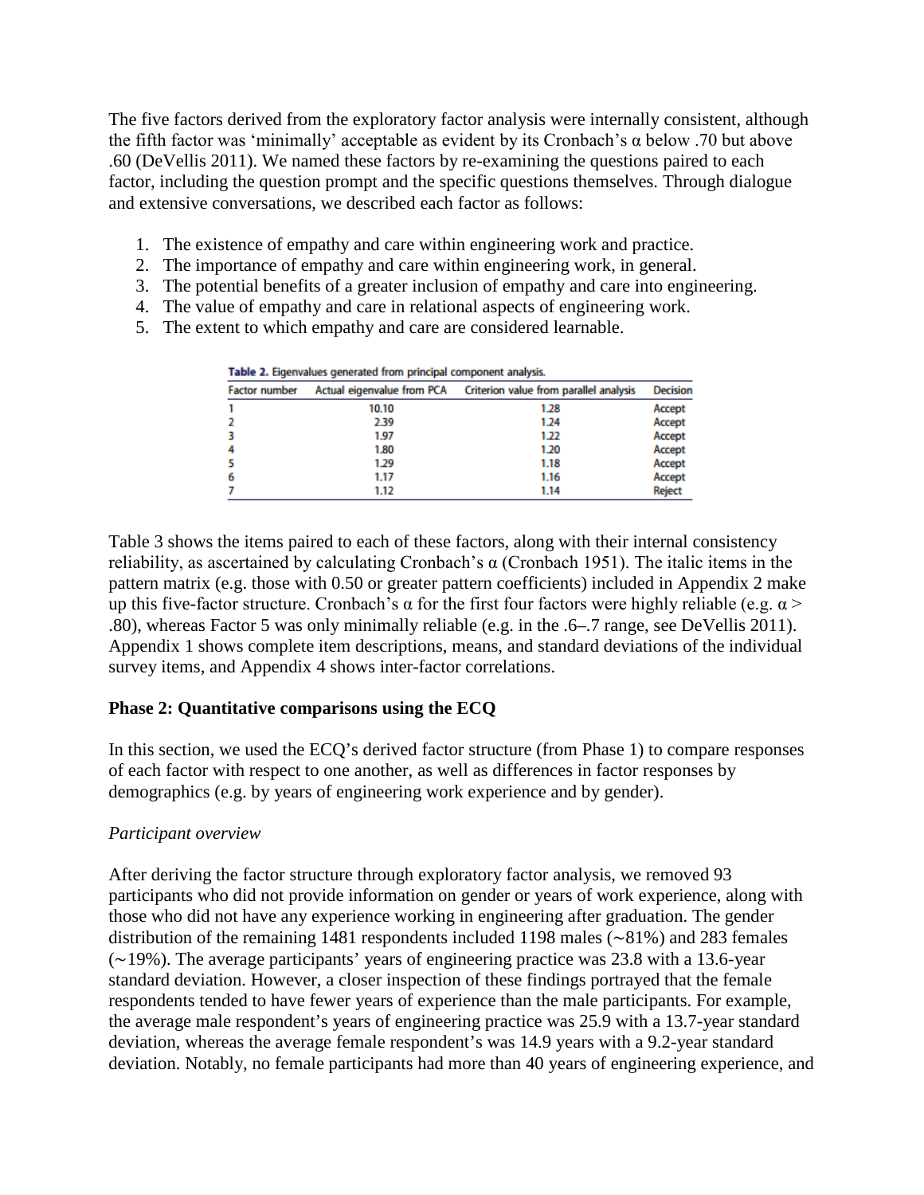The five factors derived from the exploratory factor analysis were internally consistent, although the fifth factor was 'minimally' acceptable as evident by its Cronbach's α below .70 but above .60 (DeVellis 2011). We named these factors by re-examining the questions paired to each factor, including the question prompt and the specific questions themselves. Through dialogue and extensive conversations, we described each factor as follows:

1. The existence of empathy and care within engineering work and practice.
2. The importance of empathy and care within engineering work, in general.
3. The potential benefits of a greater inclusion of empathy and care into engineering.
4. The value of empathy and care in relational aspects of engineering work.
5. The extent to which empathy and care are considered learnable.

**Table 2.** Eigenvalues generated from principal component analysis.

| Factor number | Actual eigenvalue from PCA | Criterion value from parallel analysis | Decision |
|---|---|---|---|
| 1 | 10.10 | 1.28 | Accept |
| 2 | 2.39 | 1.24 | Accept |
| 3 | 1.97 | 1.22 | Accept |
| 4 | 1.80 | 1.20 | Accept |
| 5 | 1.29 | 1.18 | Accept |
| 6 | 1.17 | 1.16 | Accept |
| 7 | 1.12 | 1.14 | Reject |

Table 3 shows the items paired to each of these factors, along with their internal consistency reliability, as ascertained by calculating Cronbach's α (Cronbach 1951). The italic items in the pattern matrix (e.g. those with 0.50 or greater pattern coefficients) included in Appendix 2 make up this five-factor structure. Cronbach's α for the first four factors were highly reliable (e.g. $\alpha >$ .80), whereas Factor 5 was only minimally reliable (e.g. in the .6–.7 range, see DeVellis 2011). Appendix 1 shows complete item descriptions, means, and standard deviations of the individual survey items, and Appendix 4 shows inter-factor correlations.

**Phase 2: Quantitative comparisons using the ECQ**

In this section, we used the ECQ's derived factor structure (from Phase 1) to compare responses of each factor with respect to one another, as well as differences in factor responses by demographics (e.g. by years of engineering work experience and by gender).

*Participant overview*

After deriving the factor structure through exploratory factor analysis, we removed 93 participants who did not provide information on gender or years of work experience, along with those who did not have any experience working in engineering after graduation. The gender distribution of the remaining 1481 respondents included 1198 males (∼81%) and 283 females (∼19%). The average participants' years of engineering practice was 23.8 with a 13.6-year standard deviation. However, a closer inspection of these findings portrayed that the female respondents tended to have fewer years of experience than the male participants. For example, the average male respondent's years of engineering practice was 25.9 with a 13.7-year standard deviation, whereas the average female respondent's was 14.9 years with a 9.2-year standard deviation. Notably, no female participants had more than 40 years of engineering experience, and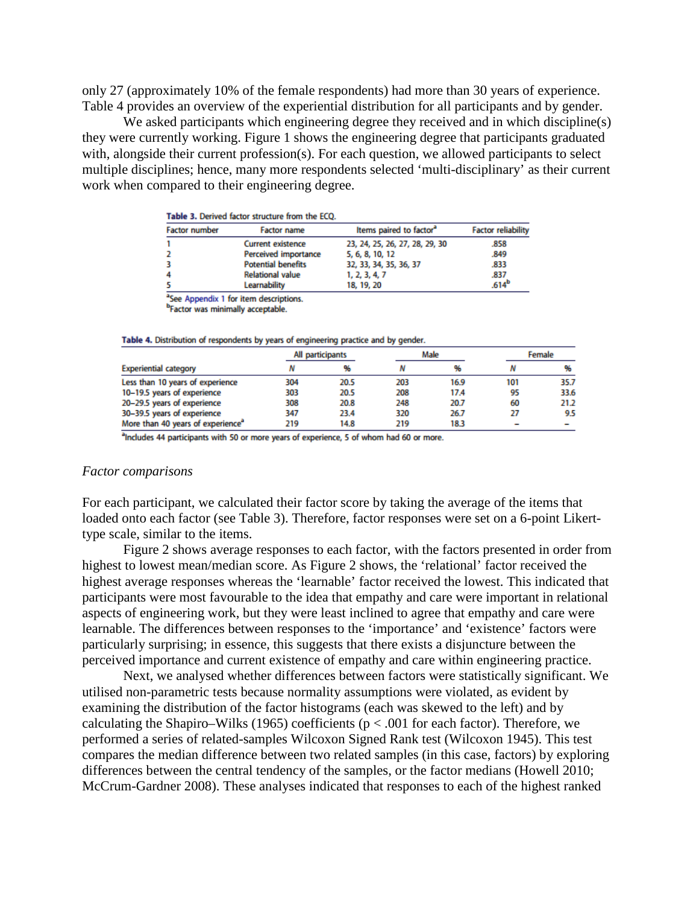only 27 (approximately 10% of the female respondents) had more than 30 years of experience. Table 4 provides an overview of the experiential distribution for all participants and by gender.

We asked participants which engineering degree they received and in which discipline(s) they were currently working. Figure 1 shows the engineering degree that participants graduated with, alongside their current profession(s). For each question, we allowed participants to select multiple disciplines; hence, many more respondents selected 'multi-disciplinary' as their current work when compared to their engineering degree.

**Table 3.** Derived factor structure from the ECQ.

| Factor number | Factor name | Items paired to factor[a] | Factor reliability |
|---|---|---|---|
| 1 | Current existence | 23, 24, 25, 26, 27, 28, 29, 30 | .858 |
| 2 | Perceived importance | 5, 6, 8, 10, 12 | .849 |
| 3 | Potential benefits | 32, 33, 34, 35, 36, 37 | .833 |
| 4 | Relational value | 1, 2, 3, 4, 7 | .837 |
| 5 | Learnability | 18, 19, 20 | .614[b] |

[a]See Appendix 1 for item descriptions.
[b]Factor was minimally acceptable.

**Table 4.** Distribution of respondents by years of engineering practice and by gender.

| | All participants | | Male | | Female | |
|---|---|---|---|---|---|---|
| Experiential category | N | % | N | % | N | % |
| Less than 10 years of experience | 304 | 20.5 | 203 | 16.9 | 101 | 35.7 |
| 10–19.5 years of experience | 303 | 20.5 | 208 | 17.4 | 95 | 33.6 |
| 20–29.5 years of experience | 308 | 20.8 | 248 | 20.7 | 60 | 21.2 |
| 30–39.5 years of experience | 347 | 23.4 | 320 | 26.7 | 27 | 9.5 |
| More than 40 years of experience[a] | 219 | 14.8 | 219 | 18.3 | – | – |

[a]Includes 44 participants with 50 or more years of experience, 5 of whom had 60 or more.

*Factor comparisons*

For each participant, we calculated their factor score by taking the average of the items that loaded onto each factor (see Table 3). Therefore, factor responses were set on a 6-point Likert-type scale, similar to the items.

Figure 2 shows average responses to each factor, with the factors presented in order from highest to lowest mean/median score. As Figure 2 shows, the 'relational' factor received the highest average responses whereas the 'learnable' factor received the lowest. This indicated that participants were most favourable to the idea that empathy and care were important in relational aspects of engineering work, but they were least inclined to agree that empathy and care were learnable. The differences between responses to the 'importance' and 'existence' factors were particularly surprising; in essence, this suggests that there exists a disjuncture between the perceived importance and current existence of empathy and care within engineering practice.

Next, we analysed whether differences between factors were statistically significant. We utilised non-parametric tests because normality assumptions were violated, as evident by examining the distribution of the factor histograms (each was skewed to the left) and by calculating the Shapiro–Wilks (1965) coefficients ($p < .001$ for each factor). Therefore, we performed a series of related-samples Wilcoxon Signed Rank test (Wilcoxon 1945). This test compares the median difference between two related samples (in this case, factors) by exploring differences between the central tendency of the samples, or the factor medians (Howell 2010; McCrum-Gardner 2008). These analyses indicated that responses to each of the highest ranked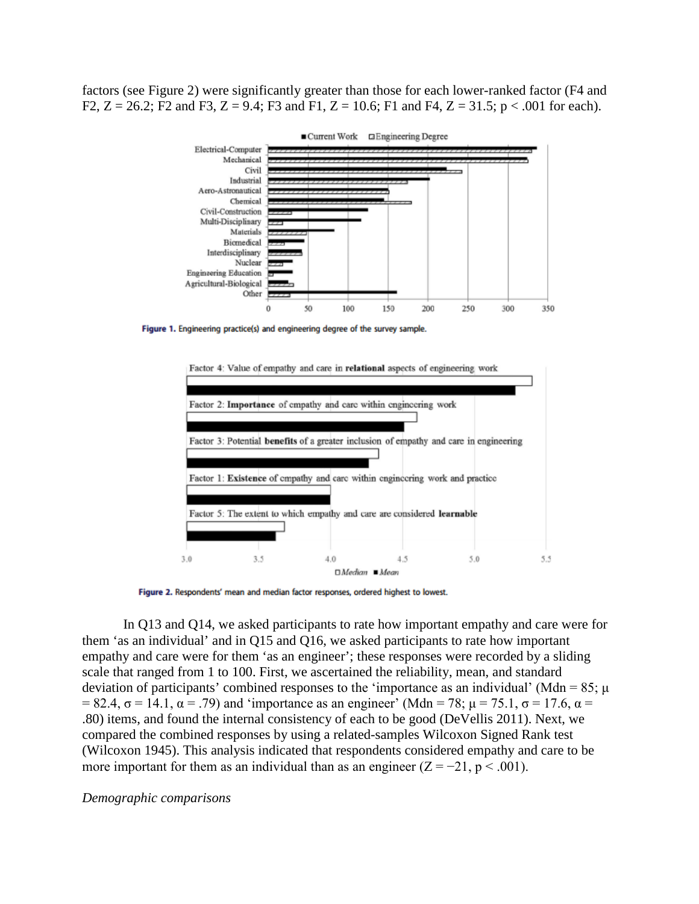factors (see Figure 2) were significantly greater than those for each lower-ranked factor (F4 and F2, Z = 26.2; F2 and F3, Z = 9.4; F3 and F1, Z = 10.6; F1 and F4, Z = 31.5; p < .001 for each).

**Figure 1.** Engineering practice(s) and engineering degree of the survey sample.

**Figure 2.** Respondents' mean and median factor responses, ordered highest to lowest.

In Q13 and Q14, we asked participants to rate how important empathy and care were for them 'as an individual' and in Q15 and Q16, we asked participants to rate how important empathy and care were for them 'as an engineer'; these responses were recorded by a sliding scale that ranged from 1 to 100. First, we ascertained the reliability, mean, and standard deviation of participants' combined responses to the 'importance as an individual' (Mdn = 85; $\mu = 82.4$, $\sigma = 14.1$, $\alpha = .79$) and 'importance as an engineer' (Mdn = 78; $\mu = 75.1$, $\sigma = 17.6$, $\alpha = .80$) items, and found the internal consistency of each to be good (DeVellis 2011). Next, we compared the combined responses by using a related-samples Wilcoxon Signed Rank test (Wilcoxon 1945). This analysis indicated that respondents considered empathy and care to be more important for them as an individual than as an engineer ($Z = -21$, $p < .001$).

*Demographic comparisons*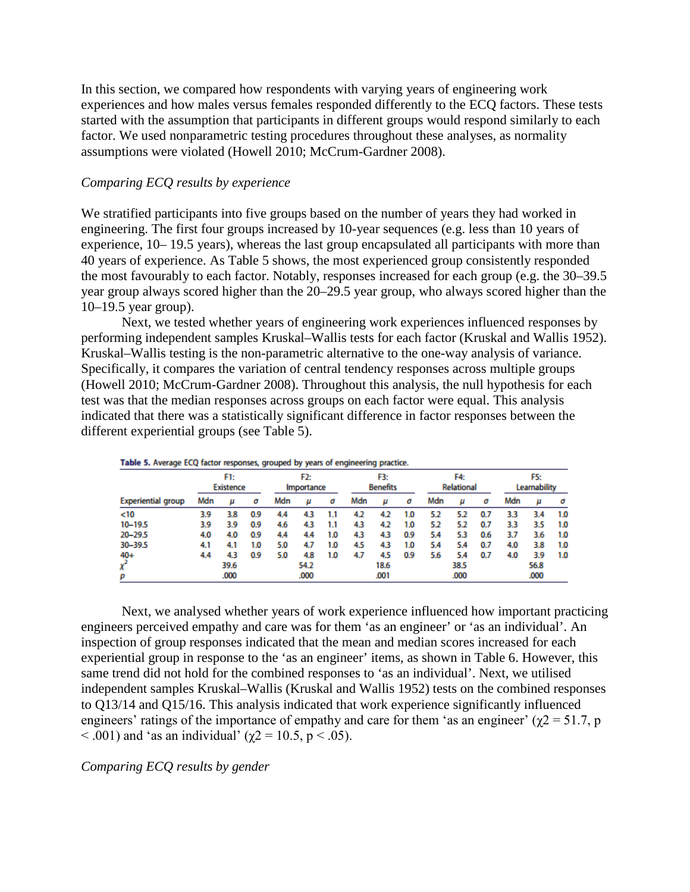In this section, we compared how respondents with varying years of engineering work experiences and how males versus females responded differently to the ECQ factors. These tests started with the assumption that participants in different groups would respond similarly to each factor. We used nonparametric testing procedures throughout these analyses, as normality assumptions were violated (Howell 2010; McCrum-Gardner 2008).

*Comparing ECQ results by experience*

We stratified participants into five groups based on the number of years they had worked in engineering. The first four groups increased by 10-year sequences (e.g. less than 10 years of experience, 10– 19.5 years), whereas the last group encapsulated all participants with more than 40 years of experience. As Table 5 shows, the most experienced group consistently responded the most favourably to each factor. Notably, responses increased for each group (e.g. the 30–39.5 year group always scored higher than the 20–29.5 year group, who always scored higher than the 10–19.5 year group).

Next, we tested whether years of engineering work experiences influenced responses by performing independent samples Kruskal–Wallis tests for each factor (Kruskal and Wallis 1952). Kruskal–Wallis testing is the non-parametric alternative to the one-way analysis of variance. Specifically, it compares the variation of central tendency responses across multiple groups (Howell 2010; McCrum-Gardner 2008). Throughout this analysis, the null hypothesis for each test was that the median responses across groups on each factor were equal. This analysis indicated that there was a statistically significant difference in factor responses between the different experiential groups (see Table 5).

**Table 5.** Average ECQ factor responses, grouped by years of engineering practice.

| | F1: Existence | | | F2: Importance | | | F3: Benefits | | | F4: Relational | | | F5: Learnability | | |
|---|---|---|---|---|---|---|---|---|---|---|---|---|---|---|---|
| Experiential group | Mdn | $\mu$ | $\sigma$ | Mdn | $\mu$ | $\sigma$ | Mdn | $\mu$ | $\sigma$ | Mdn | $\mu$ | $\sigma$ | Mdn | $\mu$ | $\sigma$ |
| <10 | 3.9 | 3.8 | 0.9 | 4.4 | 4.3 | 1.1 | 4.2 | 4.2 | 1.0 | 5.2 | 5.2 | 0.7 | 3.3 | 3.4 | 1.0 |
| 10–19.5 | 3.9 | 3.9 | 0.9 | 4.6 | 4.3 | 1.1 | 4.3 | 4.2 | 1.0 | 5.2 | 5.2 | 0.7 | 3.3 | 3.5 | 1.0 |
| 20–29.5 | 4.0 | 4.0 | 0.9 | 4.4 | 4.4 | 1.0 | 4.3 | 4.3 | 0.9 | 5.4 | 5.3 | 0.6 | 3.7 | 3.6 | 1.0 |
| 30–39.5 | 4.1 | 4.1 | 1.0 | 5.0 | 4.7 | 1.0 | 4.5 | 4.3 | 1.0 | 5.4 | 5.4 | 0.7 | 4.0 | 3.8 | 1.0 |
| 40+ | 4.4 | 4.3 | 0.9 | 5.0 | 4.8 | 1.0 | 4.7 | 4.5 | 0.9 | 5.6 | 5.4 | 0.7 | 4.0 | 3.9 | 1.0 |
| $\chi^2$ | | 39.6 | | | 54.2 | | | 18.6 | | | 38.5 | | | 56.8 | |
| $p$ | | .000 | | | .000 | | | .001 | | | .000 | | | .000 | |

Next, we analysed whether years of work experience influenced how important practicing engineers perceived empathy and care was for them 'as an engineer' or 'as an individual'. An inspection of group responses indicated that the mean and median scores increased for each experiential group in response to the 'as an engineer' items, as shown in Table 6. However, this same trend did not hold for the combined responses to 'as an individual'. Next, we utilised independent samples Kruskal–Wallis (Kruskal and Wallis 1952) tests on the combined responses to Q13/14 and Q15/16. This analysis indicated that work experience significantly influenced engineers' ratings of the importance of empathy and care for them 'as an engineer' ($\chi^2 = 51.7$, $p < .001$) and 'as an individual' ($\chi^2 = 10.5$, $p < .05$).

*Comparing ECQ results by gender*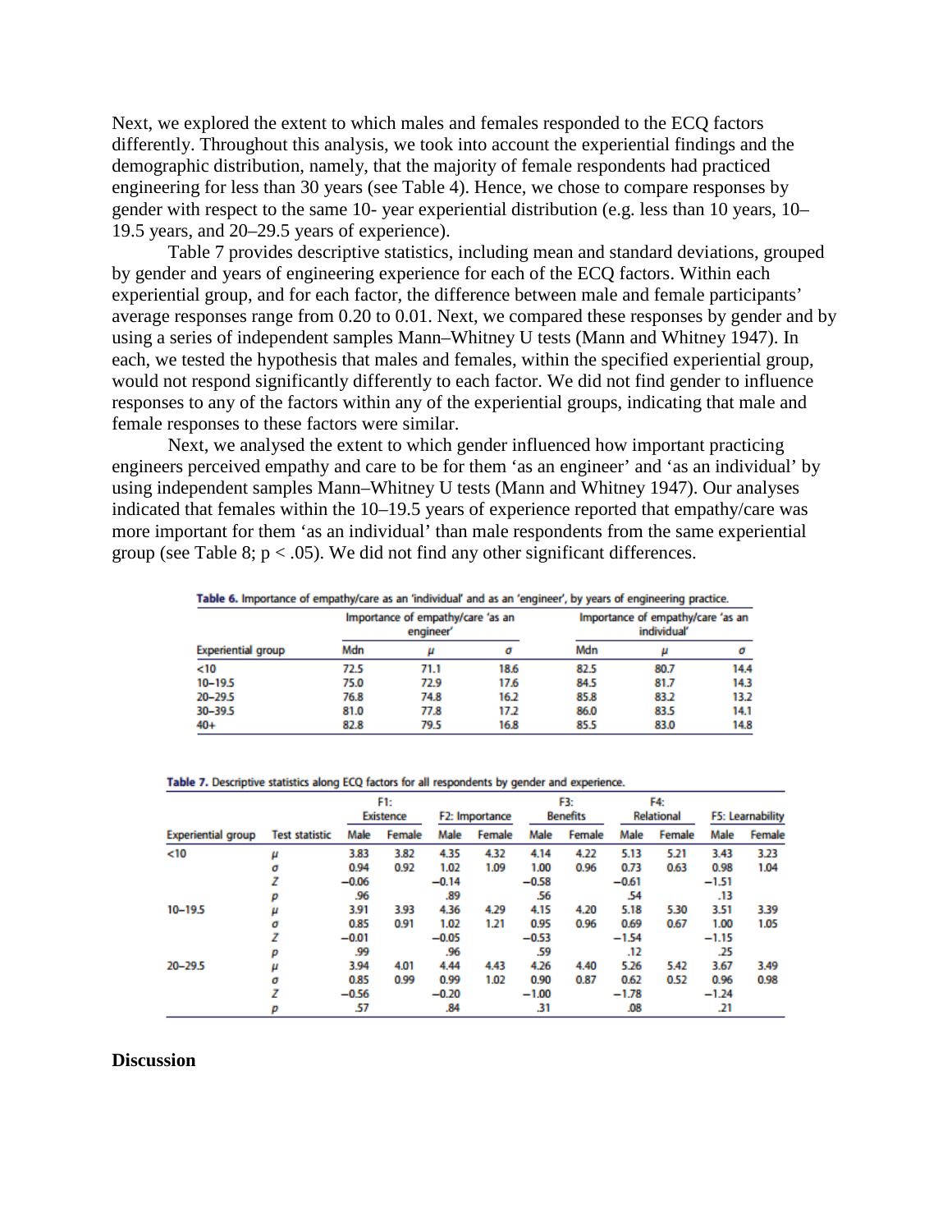Next, we explored the extent to which males and females responded to the ECQ factors differently. Throughout this analysis, we took into account the experiential findings and the demographic distribution, namely, that the majority of female respondents had practiced engineering for less than 30 years (see Table 4). Hence, we chose to compare responses by gender with respect to the same 10- year experiential distribution (e.g. less than 10 years, 10–19.5 years, and 20–29.5 years of experience).

Table 7 provides descriptive statistics, including mean and standard deviations, grouped by gender and years of engineering experience for each of the ECQ factors. Within each experiential group, and for each factor, the difference between male and female participants' average responses range from 0.20 to 0.01. Next, we compared these responses by gender and by using a series of independent samples Mann–Whitney U tests (Mann and Whitney 1947). In each, we tested the hypothesis that males and females, within the specified experiential group, would not respond significantly differently to each factor. We did not find gender to influence responses to any of the factors within any of the experiential groups, indicating that male and female responses to these factors were similar.

Next, we analysed the extent to which gender influenced how important practicing engineers perceived empathy and care to be for them 'as an engineer' and 'as an individual' by using independent samples Mann–Whitney U tests (Mann and Whitney 1947). Our analyses indicated that females within the 10–19.5 years of experience reported that empathy/care was more important for them 'as an individual' than male respondents from the same experiential group (see Table 8; $p < .05$). We did not find any other significant differences.

**Table 6.** Importance of empathy/care as an 'individual' and as an 'engineer', by years of engineering practice.

| | Importance of empathy/care 'as an engineer' | | | Importance of empathy/care 'as an individual' | | |
|---|---|---|---|---|---|---|
| Experiential group | Mdn | $\mu$ | $\sigma$ | Mdn | $\mu$ | $\sigma$ |
| <10 | 72.5 | 71.1 | 18.6 | 82.5 | 80.7 | 14.4 |
| 10–19.5 | 75.0 | 72.9 | 17.6 | 84.5 | 81.7 | 14.3 |
| 20–29.5 | 76.8 | 74.8 | 16.2 | 85.8 | 83.2 | 13.2 |
| 30–39.5 | 81.0 | 77.8 | 17.2 | 86.0 | 83.5 | 14.1 |
| 40+ | 82.8 | 79.5 | 16.8 | 85.5 | 83.0 | 14.8 |

**Table 7.** Descriptive statistics along ECQ factors for all respondents by gender and experience.

| | | F1: Existence | | F2: Importance | | F3: Benefits | | F4: Relational | | F5: Learnability | |
|---|---|---|---|---|---|---|---|---|---|---|---|
| Experiential group | Test statistic | Male | Female | Male | Female | Male | Female | Male | Female | Male | Female |
| <10 | $\mu$ | 3.83 | 3.82 | 4.35 | 4.32 | 4.14 | 4.22 | 5.13 | 5.21 | 3.43 | 3.23 |
| | $\sigma$ | 0.94 | 0.92 | 1.02 | 1.09 | 1.00 | 0.96 | 0.73 | 0.63 | 0.98 | 1.04 |
| | $Z$ | −0.06 | | −0.14 | | −0.58 | | −0.61 | | −1.51 | |
| | $p$ | .96 | | .89 | | .56 | | .54 | | .13 | |
| 10–19.5 | $\mu$ | 3.91 | 3.93 | 4.36 | 4.29 | 4.15 | 4.20 | 5.18 | 5.30 | 3.51 | 3.39 |
| | $\sigma$ | 0.85 | 0.91 | 1.02 | 1.21 | 0.95 | 0.96 | 0.69 | 0.67 | 1.00 | 1.05 |
| | $Z$ | −0.01 | | −0.05 | | −0.53 | | −1.54 | | −1.15 | |
| | $p$ | .99 | | .96 | | .59 | | .12 | | .25 | |
| 20–29.5 | $\mu$ | 3.94 | 4.01 | 4.44 | 4.43 | 4.26 | 4.40 | 5.26 | 5.42 | 3.67 | 3.49 |
| | $\sigma$ | 0.85 | 0.99 | 0.99 | 1.02 | 0.90 | 0.87 | 0.62 | 0.52 | 0.96 | 0.98 |
| | $Z$ | −0.56 | | −0.20 | | −1.00 | | −1.78 | | −1.24 | |
| | $p$ | .57 | | .84 | | .31 | | .08 | | .21 | |

## Discussion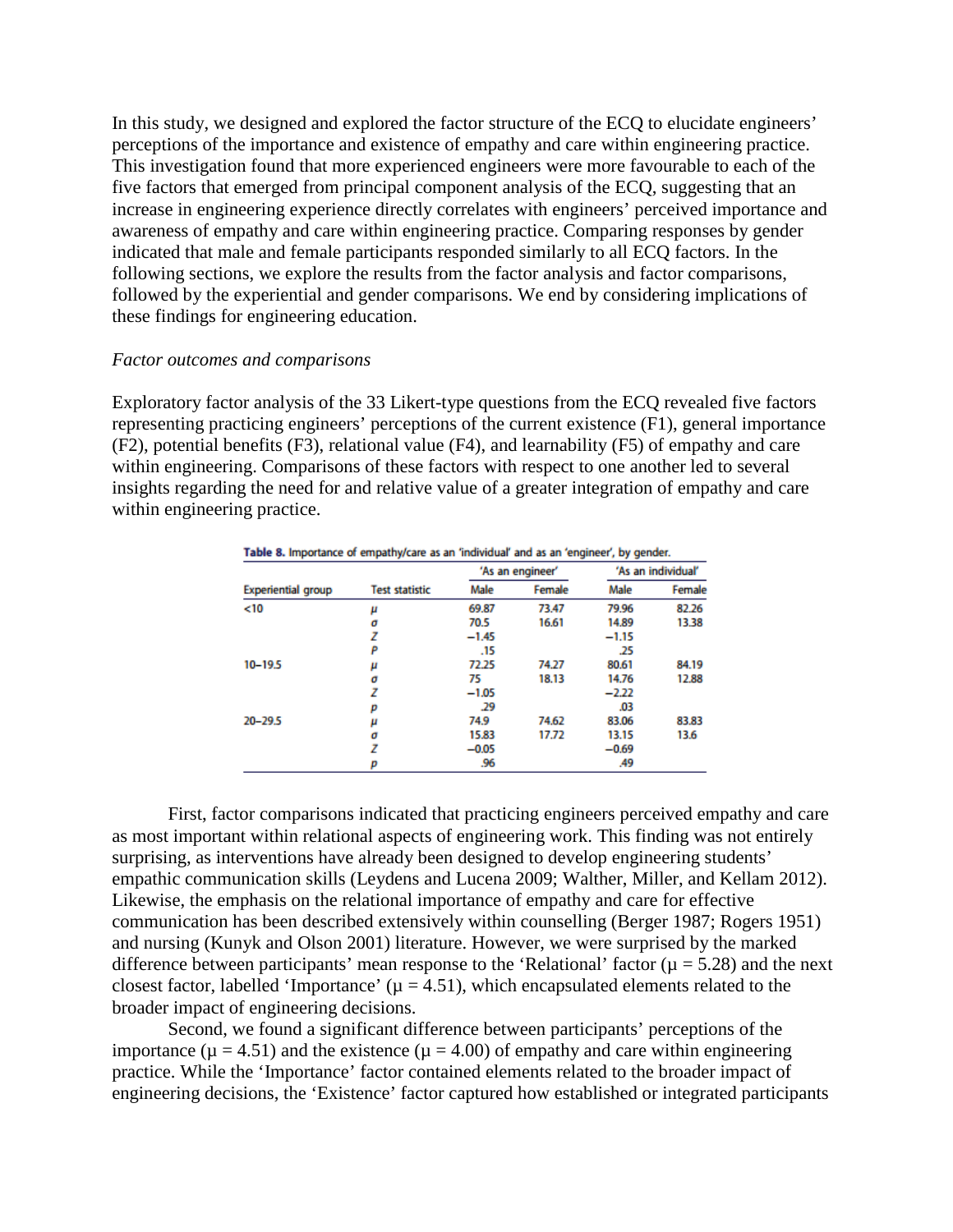In this study, we designed and explored the factor structure of the ECQ to elucidate engineers' perceptions of the importance and existence of empathy and care within engineering practice. This investigation found that more experienced engineers were more favourable to each of the five factors that emerged from principal component analysis of the ECQ, suggesting that an increase in engineering experience directly correlates with engineers' perceived importance and awareness of empathy and care within engineering practice. Comparing responses by gender indicated that male and female participants responded similarly to all ECQ factors. In the following sections, we explore the results from the factor analysis and factor comparisons, followed by the experiential and gender comparisons. We end by considering implications of these findings for engineering education.

*Factor outcomes and comparisons*

Exploratory factor analysis of the 33 Likert-type questions from the ECQ revealed five factors representing practicing engineers' perceptions of the current existence (F1), general importance (F2), potential benefits (F3), relational value (F4), and learnability (F5) of empathy and care within engineering. Comparisons of these factors with respect to one another led to several insights regarding the need for and relative value of a greater integration of empathy and care within engineering practice.

**Table 8.** Importance of empathy/care as an 'individual' and as an 'engineer', by gender.

| Experiential group | Test statistic | 'As an engineer' | | 'As an individual' | |
|---|---|---|---|---|---|
| | | Male | Female | Male | Female |
| <10 | $\mu$ | 69.87 | 73.47 | 79.96 | 82.26 |
| | $\sigma$ | 70.5 | 16.61 | 14.89 | 13.38 |
| | $Z$ | −1.45 | | −1.15 | |
| | $P$ | .15 | | .25 | |
| 10–19.5 | $\mu$ | 72.25 | 74.27 | 80.61 | 84.19 |
| | $\sigma$ | 75 | 18.13 | 14.76 | 12.88 |
| | $Z$ | −1.05 | | −2.22 | |
| | $p$ | .29 | | .03 | |
| 20–29.5 | $\mu$ | 74.9 | 74.62 | 83.06 | 83.83 |
| | $\sigma$ | 15.83 | 17.72 | 13.15 | 13.6 |
| | $Z$ | −0.05 | | −0.69 | |
| | $p$ | .96 | | .49 | |

First, factor comparisons indicated that practicing engineers perceived empathy and care as most important within relational aspects of engineering work. This finding was not entirely surprising, as interventions have already been designed to develop engineering students' empathic communication skills (Leydens and Lucena 2009; Walther, Miller, and Kellam 2012). Likewise, the emphasis on the relational importance of empathy and care for effective communication has been described extensively within counselling (Berger 1987; Rogers 1951) and nursing (Kunyk and Olson 2001) literature. However, we were surprised by the marked difference between participants' mean response to the 'Relational' factor ($\mu = 5.28$) and the next closest factor, labelled 'Importance' ($\mu = 4.51$), which encapsulated elements related to the broader impact of engineering decisions.

Second, we found a significant difference between participants' perceptions of the importance ($\mu = 4.51$) and the existence ($\mu = 4.00$) of empathy and care within engineering practice. While the 'Importance' factor contained elements related to the broader impact of engineering decisions, the 'Existence' factor captured how established or integrated participants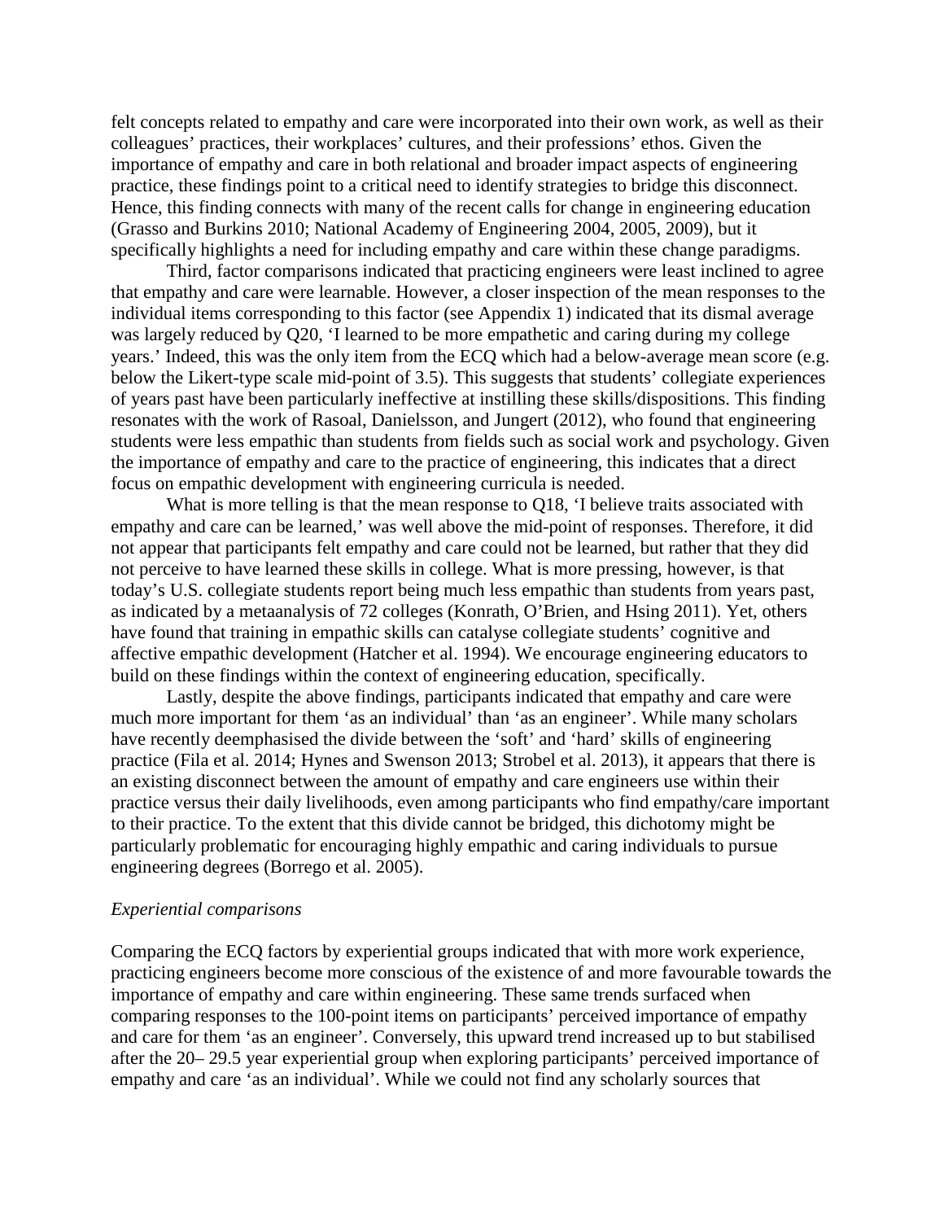felt concepts related to empathy and care were incorporated into their own work, as well as their colleagues' practices, their workplaces' cultures, and their professions' ethos. Given the importance of empathy and care in both relational and broader impact aspects of engineering practice, these findings point to a critical need to identify strategies to bridge this disconnect. Hence, this finding connects with many of the recent calls for change in engineering education (Grasso and Burkins 2010; National Academy of Engineering 2004, 2005, 2009), but it specifically highlights a need for including empathy and care within these change paradigms.

Third, factor comparisons indicated that practicing engineers were least inclined to agree that empathy and care were learnable. However, a closer inspection of the mean responses to the individual items corresponding to this factor (see Appendix 1) indicated that its dismal average was largely reduced by Q20, 'I learned to be more empathetic and caring during my college years.' Indeed, this was the only item from the ECQ which had a below-average mean score (e.g. below the Likert-type scale mid-point of 3.5). This suggests that students' collegiate experiences of years past have been particularly ineffective at instilling these skills/dispositions. This finding resonates with the work of Rasoal, Danielsson, and Jungert (2012), who found that engineering students were less empathic than students from fields such as social work and psychology. Given the importance of empathy and care to the practice of engineering, this indicates that a direct focus on empathic development with engineering curricula is needed.

What is more telling is that the mean response to Q18, 'I believe traits associated with empathy and care can be learned,' was well above the mid-point of responses. Therefore, it did not appear that participants felt empathy and care could not be learned, but rather that they did not perceive to have learned these skills in college. What is more pressing, however, is that today's U.S. collegiate students report being much less empathic than students from years past, as indicated by a metaanalysis of 72 colleges (Konrath, O'Brien, and Hsing 2011). Yet, others have found that training in empathic skills can catalyse collegiate students' cognitive and affective empathic development (Hatcher et al. 1994). We encourage engineering educators to build on these findings within the context of engineering education, specifically.

Lastly, despite the above findings, participants indicated that empathy and care were much more important for them 'as an individual' than 'as an engineer'. While many scholars have recently deemphasised the divide between the 'soft' and 'hard' skills of engineering practice (Fila et al. 2014; Hynes and Swenson 2013; Strobel et al. 2013), it appears that there is an existing disconnect between the amount of empathy and care engineers use within their practice versus their daily livelihoods, even among participants who find empathy/care important to their practice. To the extent that this divide cannot be bridged, this dichotomy might be particularly problematic for encouraging highly empathic and caring individuals to pursue engineering degrees (Borrego et al. 2005).

*Experiential comparisons*

Comparing the ECQ factors by experiential groups indicated that with more work experience, practicing engineers become more conscious of the existence of and more favourable towards the importance of empathy and care within engineering. These same trends surfaced when comparing responses to the 100-point items on participants' perceived importance of empathy and care for them 'as an engineer'. Conversely, this upward trend increased up to but stabilised after the 20– 29.5 year experiential group when exploring participants' perceived importance of empathy and care 'as an individual'. While we could not find any scholarly sources that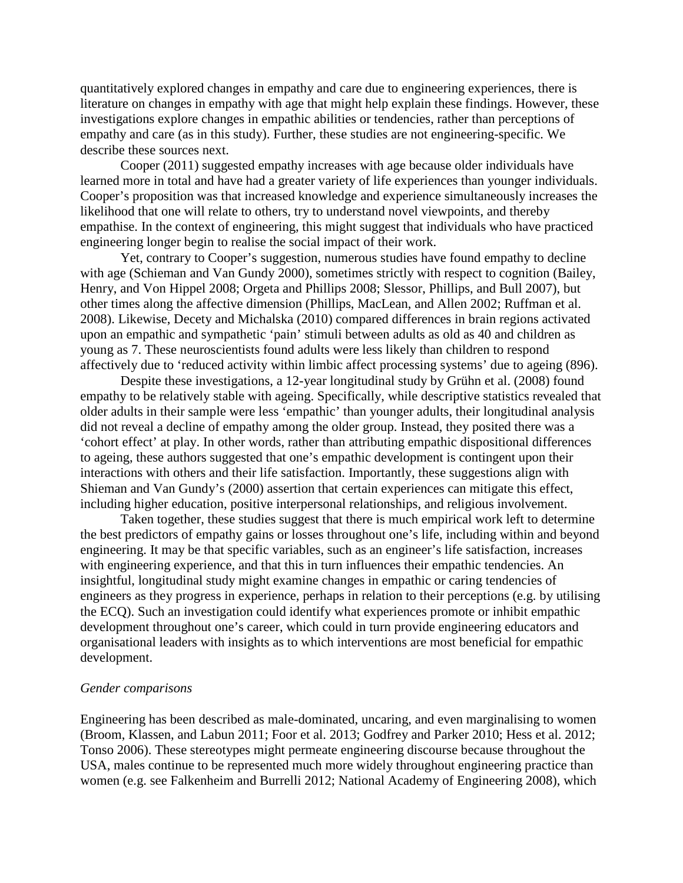quantitatively explored changes in empathy and care due to engineering experiences, there is literature on changes in empathy with age that might help explain these findings. However, these investigations explore changes in empathic abilities or tendencies, rather than perceptions of empathy and care (as in this study). Further, these studies are not engineering-specific. We describe these sources next.

Cooper (2011) suggested empathy increases with age because older individuals have learned more in total and have had a greater variety of life experiences than younger individuals. Cooper's proposition was that increased knowledge and experience simultaneously increases the likelihood that one will relate to others, try to understand novel viewpoints, and thereby empathise. In the context of engineering, this might suggest that individuals who have practiced engineering longer begin to realise the social impact of their work.

Yet, contrary to Cooper's suggestion, numerous studies have found empathy to decline with age (Schieman and Van Gundy 2000), sometimes strictly with respect to cognition (Bailey, Henry, and Von Hippel 2008; Orgeta and Phillips 2008; Slessor, Phillips, and Bull 2007), but other times along the affective dimension (Phillips, MacLean, and Allen 2002; Ruffman et al. 2008). Likewise, Decety and Michalska (2010) compared differences in brain regions activated upon an empathic and sympathetic 'pain' stimuli between adults as old as 40 and children as young as 7. These neuroscientists found adults were less likely than children to respond affectively due to 'reduced activity within limbic affect processing systems' due to ageing (896).

Despite these investigations, a 12-year longitudinal study by Grühn et al. (2008) found empathy to be relatively stable with ageing. Specifically, while descriptive statistics revealed that older adults in their sample were less 'empathic' than younger adults, their longitudinal analysis did not reveal a decline of empathy among the older group. Instead, they posited there was a 'cohort effect' at play. In other words, rather than attributing empathic dispositional differences to ageing, these authors suggested that one's empathic development is contingent upon their interactions with others and their life satisfaction. Importantly, these suggestions align with Shieman and Van Gundy's (2000) assertion that certain experiences can mitigate this effect, including higher education, positive interpersonal relationships, and religious involvement.

Taken together, these studies suggest that there is much empirical work left to determine the best predictors of empathy gains or losses throughout one's life, including within and beyond engineering. It may be that specific variables, such as an engineer's life satisfaction, increases with engineering experience, and that this in turn influences their empathic tendencies. An insightful, longitudinal study might examine changes in empathic or caring tendencies of engineers as they progress in experience, perhaps in relation to their perceptions (e.g. by utilising the ECQ). Such an investigation could identify what experiences promote or inhibit empathic development throughout one's career, which could in turn provide engineering educators and organisational leaders with insights as to which interventions are most beneficial for empathic development.

*Gender comparisons*

Engineering has been described as male-dominated, uncaring, and even marginalising to women (Broom, Klassen, and Labun 2011; Foor et al. 2013; Godfrey and Parker 2010; Hess et al. 2012; Tonso 2006). These stereotypes might permeate engineering discourse because throughout the USA, males continue to be represented much more widely throughout engineering practice than women (e.g. see Falkenheim and Burrelli 2012; National Academy of Engineering 2008), which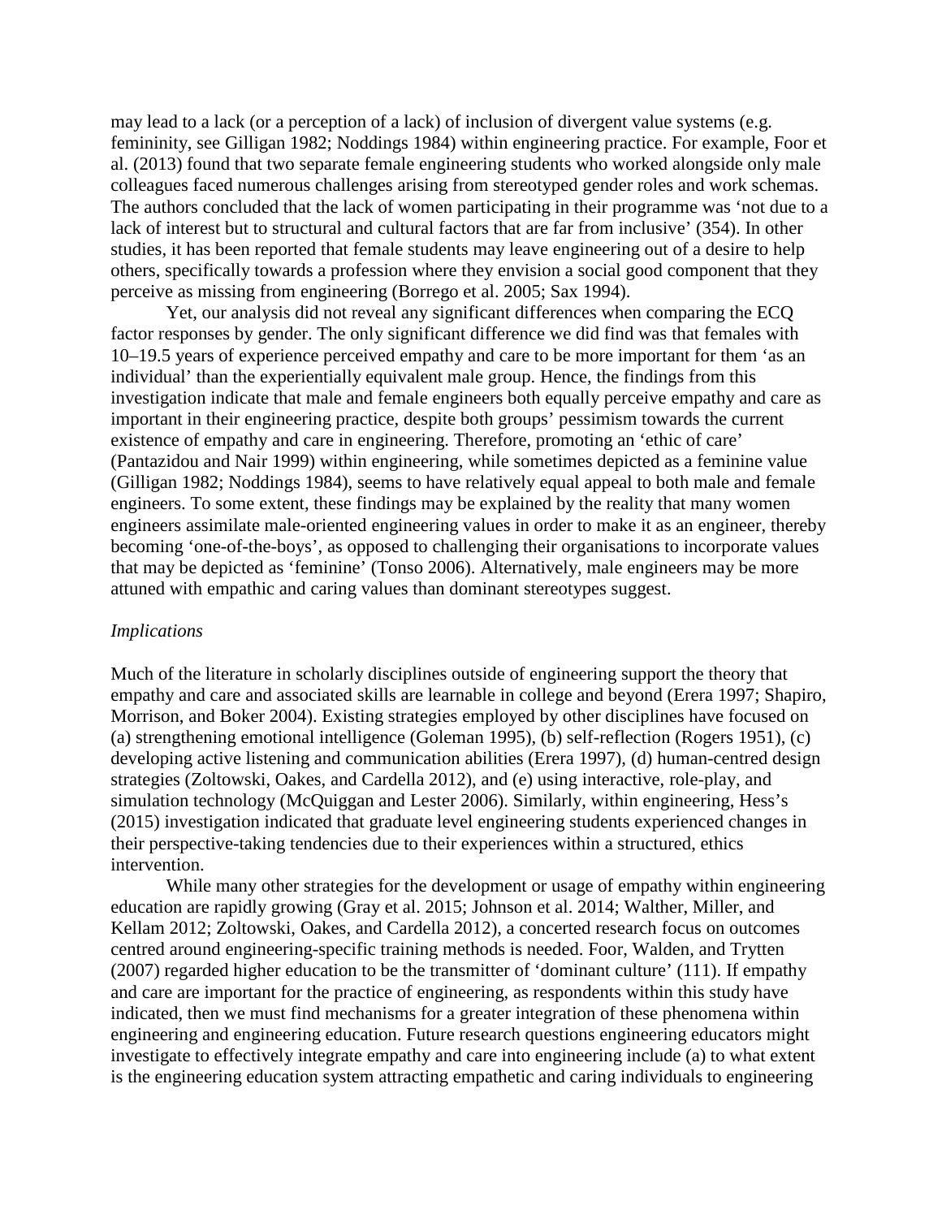may lead to a lack (or a perception of a lack) of inclusion of divergent value systems (e.g. femininity, see Gilligan 1982; Noddings 1984) within engineering practice. For example, Foor et al. (2013) found that two separate female engineering students who worked alongside only male colleagues faced numerous challenges arising from stereotyped gender roles and work schemas. The authors concluded that the lack of women participating in their programme was 'not due to a lack of interest but to structural and cultural factors that are far from inclusive' (354). In other studies, it has been reported that female students may leave engineering out of a desire to help others, specifically towards a profession where they envision a social good component that they perceive as missing from engineering (Borrego et al. 2005; Sax 1994).

Yet, our analysis did not reveal any significant differences when comparing the ECQ factor responses by gender. The only significant difference we did find was that females with 10–19.5 years of experience perceived empathy and care to be more important for them 'as an individual' than the experientially equivalent male group. Hence, the findings from this investigation indicate that male and female engineers both equally perceive empathy and care as important in their engineering practice, despite both groups' pessimism towards the current existence of empathy and care in engineering. Therefore, promoting an 'ethic of care' (Pantazidou and Nair 1999) within engineering, while sometimes depicted as a feminine value (Gilligan 1982; Noddings 1984), seems to have relatively equal appeal to both male and female engineers. To some extent, these findings may be explained by the reality that many women engineers assimilate male-oriented engineering values in order to make it as an engineer, thereby becoming 'one-of-the-boys', as opposed to challenging their organisations to incorporate values that may be depicted as 'feminine' (Tonso 2006). Alternatively, male engineers may be more attuned with empathic and caring values than dominant stereotypes suggest.

*Implications*

Much of the literature in scholarly disciplines outside of engineering support the theory that empathy and care and associated skills are learnable in college and beyond (Erera 1997; Shapiro, Morrison, and Boker 2004). Existing strategies employed by other disciplines have focused on (a) strengthening emotional intelligence (Goleman 1995), (b) self-reflection (Rogers 1951), (c) developing active listening and communication abilities (Erera 1997), (d) human-centred design strategies (Zoltowski, Oakes, and Cardella 2012), and (e) using interactive, role-play, and simulation technology (McQuiggan and Lester 2006). Similarly, within engineering, Hess's (2015) investigation indicated that graduate level engineering students experienced changes in their perspective-taking tendencies due to their experiences within a structured, ethics intervention.

While many other strategies for the development or usage of empathy within engineering education are rapidly growing (Gray et al. 2015; Johnson et al. 2014; Walther, Miller, and Kellam 2012; Zoltowski, Oakes, and Cardella 2012), a concerted research focus on outcomes centred around engineering-specific training methods is needed. Foor, Walden, and Trytten (2007) regarded higher education to be the transmitter of 'dominant culture' (111). If empathy and care are important for the practice of engineering, as respondents within this study have indicated, then we must find mechanisms for a greater integration of these phenomena within engineering and engineering education. Future research questions engineering educators might investigate to effectively integrate empathy and care into engineering include (a) to what extent is the engineering education system attracting empathetic and caring individuals to engineering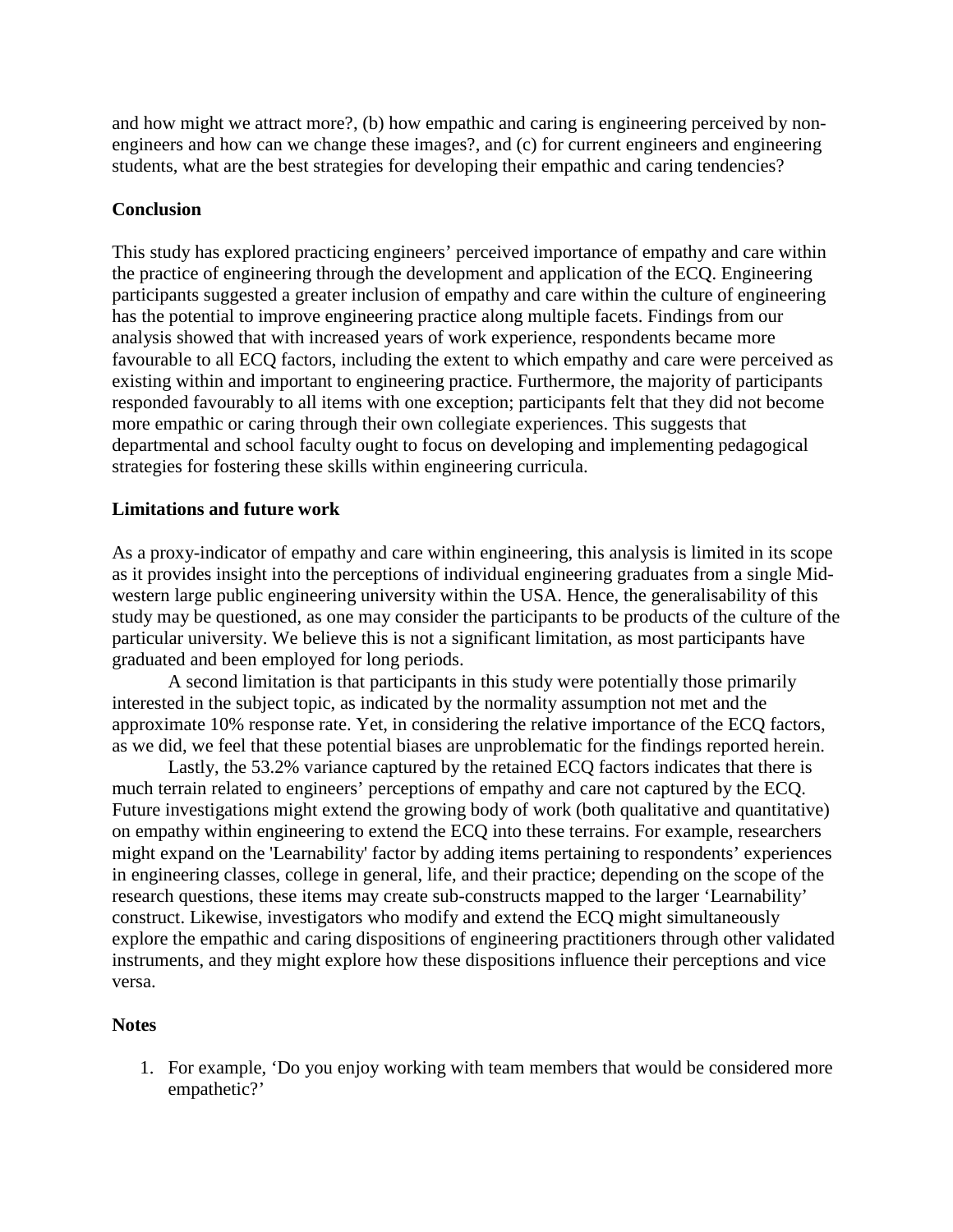and how might we attract more?, (b) how empathic and caring is engineering perceived by non-engineers and how can we change these images?, and (c) for current engineers and engineering students, what are the best strategies for developing their empathic and caring tendencies?

## Conclusion

This study has explored practicing engineers' perceived importance of empathy and care within the practice of engineering through the development and application of the ECQ. Engineering participants suggested a greater inclusion of empathy and care within the culture of engineering has the potential to improve engineering practice along multiple facets. Findings from our analysis showed that with increased years of work experience, respondents became more favourable to all ECQ factors, including the extent to which empathy and care were perceived as existing within and important to engineering practice. Furthermore, the majority of participants responded favourably to all items with one exception; participants felt that they did not become more empathic or caring through their own collegiate experiences. This suggests that departmental and school faculty ought to focus on developing and implementing pedagogical strategies for fostering these skills within engineering curricula.

## Limitations and future work

As a proxy-indicator of empathy and care within engineering, this analysis is limited in its scope as it provides insight into the perceptions of individual engineering graduates from a single Mid-western large public engineering university within the USA. Hence, the generalisability of this study may be questioned, as one may consider the participants to be products of the culture of the particular university. We believe this is not a significant limitation, as most participants have graduated and been employed for long periods.

A second limitation is that participants in this study were potentially those primarily interested in the subject topic, as indicated by the normality assumption not met and the approximate 10% response rate. Yet, in considering the relative importance of the ECQ factors, as we did, we feel that these potential biases are unproblematic for the findings reported herein.

Lastly, the 53.2% variance captured by the retained ECQ factors indicates that there is much terrain related to engineers' perceptions of empathy and care not captured by the ECQ. Future investigations might extend the growing body of work (both qualitative and quantitative) on empathy within engineering to extend the ECQ into these terrains. For example, researchers might expand on the 'Learnability' factor by adding items pertaining to respondents' experiences in engineering classes, college in general, life, and their practice; depending on the scope of the research questions, these items may create sub-constructs mapped to the larger 'Learnability' construct. Likewise, investigators who modify and extend the ECQ might simultaneously explore the empathic and caring dispositions of engineering practitioners through other validated instruments, and they might explore how these dispositions influence their perceptions and vice versa.

## Notes

1. For example, 'Do you enjoy working with team members that would be considered more empathetic?'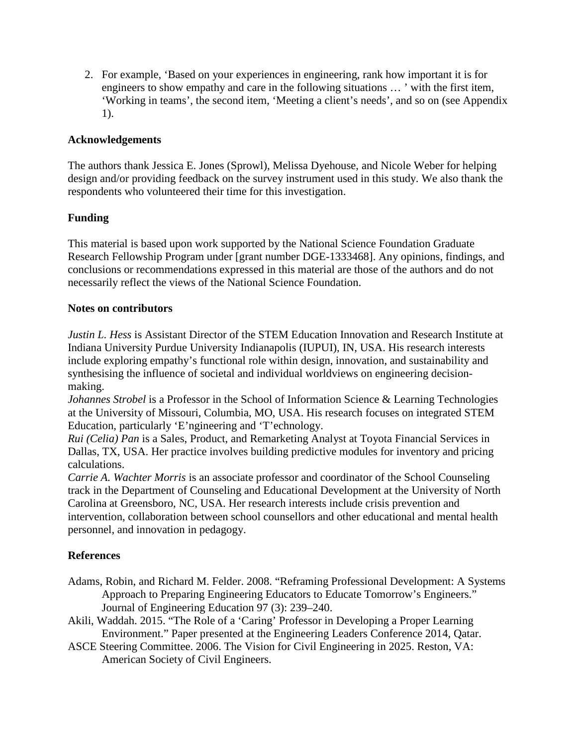2. For example, ‘Based on your experiences in engineering, rank how important it is for engineers to show empathy and care in the following situations … ’ with the first item, ‘Working in teams’, the second item, ‘Meeting a client’s needs’, and so on (see Appendix 1).

## Acknowledgements

The authors thank Jessica E. Jones (Sprowl), Melissa Dyehouse, and Nicole Weber for helping design and/or providing feedback on the survey instrument used in this study. We also thank the respondents who volunteered their time for this investigation.

## Funding

This material is based upon work supported by the National Science Foundation Graduate Research Fellowship Program under [grant number DGE-1333468]. Any opinions, findings, and conclusions or recommendations expressed in this material are those of the authors and do not necessarily reflect the views of the National Science Foundation.

## Notes on contributors

*Justin L. Hess* is Assistant Director of the STEM Education Innovation and Research Institute at Indiana University Purdue University Indianapolis (IUPUI), IN, USA. His research interests include exploring empathy’s functional role within design, innovation, and sustainability and synthesising the influence of societal and individual worldviews on engineering decision-making.

*Johannes Strobel* is a Professor in the School of Information Science & Learning Technologies at the University of Missouri, Columbia, MO, USA. His research focuses on integrated STEM Education, particularly ‘E’ngineering and ‘T’echnology.

*Rui (Celia) Pan* is a Sales, Product, and Remarketing Analyst at Toyota Financial Services in Dallas, TX, USA. Her practice involves building predictive modules for inventory and pricing calculations.

*Carrie A. Wachter Morris* is an associate professor and coordinator of the School Counseling track in the Department of Counseling and Educational Development at the University of North Carolina at Greensboro, NC, USA. Her research interests include crisis prevention and intervention, collaboration between school counsellors and other educational and mental health personnel, and innovation in pedagogy.

## References

Adams, Robin, and Richard M. Felder. 2008. “Reframing Professional Development: A Systems Approach to Preparing Engineering Educators to Educate Tomorrow’s Engineers.” Journal of Engineering Education 97 (3): 239–240.

Akili, Waddah. 2015. “The Role of a ‘Caring’ Professor in Developing a Proper Learning Environment.” Paper presented at the Engineering Leaders Conference 2014, Qatar.

ASCE Steering Committee. 2006. The Vision for Civil Engineering in 2025. Reston, VA: American Society of Civil Engineers.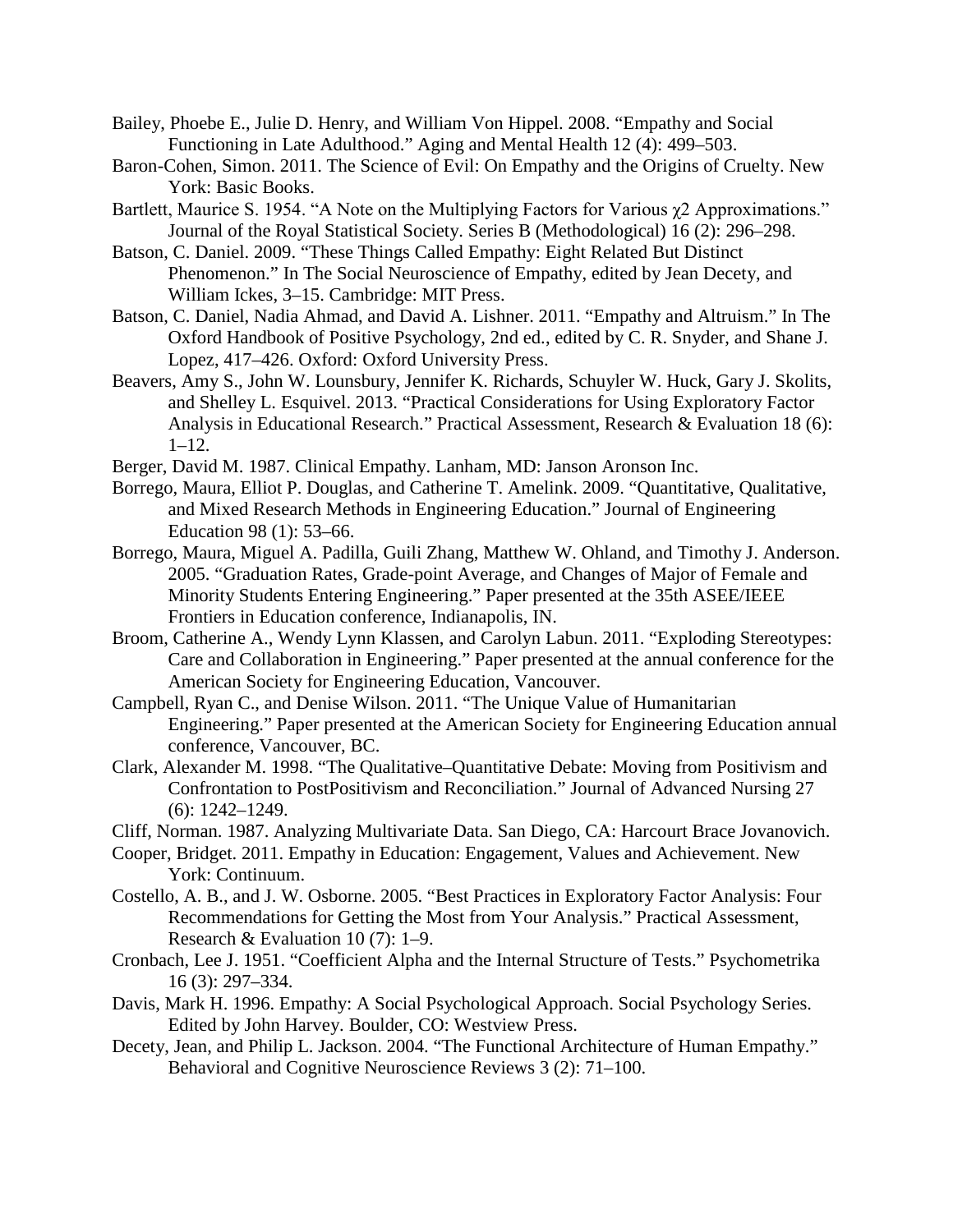Bailey, Phoebe E., Julie D. Henry, and William Von Hippel. 2008. "Empathy and Social Functioning in Late Adulthood." Aging and Mental Health 12 (4): 499–503.

Baron-Cohen, Simon. 2011. The Science of Evil: On Empathy and the Origins of Cruelty. New York: Basic Books.

Bartlett, Maurice S. 1954. "A Note on the Multiplying Factors for Various $\chi 2$ Approximations." Journal of the Royal Statistical Society. Series B (Methodological) 16 (2): 296–298.

Batson, C. Daniel. 2009. "These Things Called Empathy: Eight Related But Distinct Phenomenon." In The Social Neuroscience of Empathy, edited by Jean Decety, and William Ickes, 3–15. Cambridge: MIT Press.

Batson, C. Daniel, Nadia Ahmad, and David A. Lishner. 2011. "Empathy and Altruism." In The Oxford Handbook of Positive Psychology, 2nd ed., edited by C. R. Snyder, and Shane J. Lopez, 417–426. Oxford: Oxford University Press.

Beavers, Amy S., John W. Lounsbury, Jennifer K. Richards, Schuyler W. Huck, Gary J. Skolits, and Shelley L. Esquivel. 2013. "Practical Considerations for Using Exploratory Factor Analysis in Educational Research." Practical Assessment, Research & Evaluation 18 (6): 1–12.

Berger, David M. 1987. Clinical Empathy. Lanham, MD: Janson Aronson Inc.

Borrego, Maura, Elliot P. Douglas, and Catherine T. Amelink. 2009. "Quantitative, Qualitative, and Mixed Research Methods in Engineering Education." Journal of Engineering Education 98 (1): 53–66.

Borrego, Maura, Miguel A. Padilla, Guili Zhang, Matthew W. Ohland, and Timothy J. Anderson. 2005. "Graduation Rates, Grade-point Average, and Changes of Major of Female and Minority Students Entering Engineering." Paper presented at the 35th ASEE/IEEE Frontiers in Education conference, Indianapolis, IN.

Broom, Catherine A., Wendy Lynn Klassen, and Carolyn Labun. 2011. "Exploding Stereotypes: Care and Collaboration in Engineering." Paper presented at the annual conference for the American Society for Engineering Education, Vancouver.

Campbell, Ryan C., and Denise Wilson. 2011. "The Unique Value of Humanitarian Engineering." Paper presented at the American Society for Engineering Education annual conference, Vancouver, BC.

Clark, Alexander M. 1998. "The Qualitative–Quantitative Debate: Moving from Positivism and Confrontation to PostPositivism and Reconciliation." Journal of Advanced Nursing 27 (6): 1242–1249.

Cliff, Norman. 1987. Analyzing Multivariate Data. San Diego, CA: Harcourt Brace Jovanovich.

Cooper, Bridget. 2011. Empathy in Education: Engagement, Values and Achievement. New York: Continuum.

Costello, A. B., and J. W. Osborne. 2005. "Best Practices in Exploratory Factor Analysis: Four Recommendations for Getting the Most from Your Analysis." Practical Assessment, Research & Evaluation 10 (7): 1–9.

Cronbach, Lee J. 1951. "Coefficient Alpha and the Internal Structure of Tests." Psychometrika 16 (3): 297–334.

Davis, Mark H. 1996. Empathy: A Social Psychological Approach. Social Psychology Series. Edited by John Harvey. Boulder, CO: Westview Press.

Decety, Jean, and Philip L. Jackson. 2004. "The Functional Architecture of Human Empathy." Behavioral and Cognitive Neuroscience Reviews 3 (2): 71–100.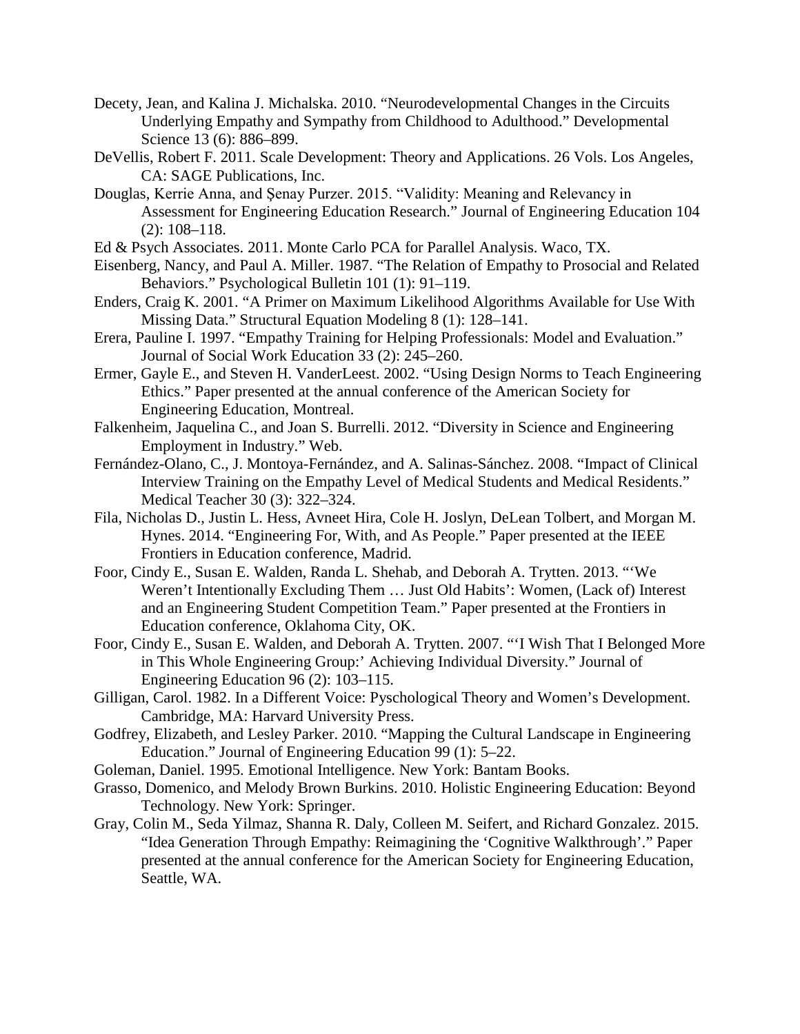Decety, Jean, and Kalina J. Michalska. 2010. "Neurodevelopmental Changes in the Circuits Underlying Empathy and Sympathy from Childhood to Adulthood." Developmental Science 13 (6): 886–899.

DeVellis, Robert F. 2011. Scale Development: Theory and Applications. 26 Vols. Los Angeles, CA: SAGE Publications, Inc.

Douglas, Kerrie Anna, and Şenay Purzer. 2015. "Validity: Meaning and Relevancy in Assessment for Engineering Education Research." Journal of Engineering Education 104 (2): 108–118.

Ed & Psych Associates. 2011. Monte Carlo PCA for Parallel Analysis. Waco, TX.

Eisenberg, Nancy, and Paul A. Miller. 1987. "The Relation of Empathy to Prosocial and Related Behaviors." Psychological Bulletin 101 (1): 91–119.

Enders, Craig K. 2001. "A Primer on Maximum Likelihood Algorithms Available for Use With Missing Data." Structural Equation Modeling 8 (1): 128–141.

Erera, Pauline I. 1997. "Empathy Training for Helping Professionals: Model and Evaluation." Journal of Social Work Education 33 (2): 245–260.

Ermer, Gayle E., and Steven H. VanderLeest. 2002. "Using Design Norms to Teach Engineering Ethics." Paper presented at the annual conference of the American Society for Engineering Education, Montreal.

Falkenheim, Jaquelina C., and Joan S. Burrelli. 2012. "Diversity in Science and Engineering Employment in Industry." Web.

Fernández-Olano, C., J. Montoya-Fernández, and A. Salinas-Sánchez. 2008. "Impact of Clinical Interview Training on the Empathy Level of Medical Students and Medical Residents." Medical Teacher 30 (3): 322–324.

Fila, Nicholas D., Justin L. Hess, Avneet Hira, Cole H. Joslyn, DeLean Tolbert, and Morgan M. Hynes. 2014. "Engineering For, With, and As People." Paper presented at the IEEE Frontiers in Education conference, Madrid.

Foor, Cindy E., Susan E. Walden, Randa L. Shehab, and Deborah A. Trytten. 2013. "'We Weren't Intentionally Excluding Them … Just Old Habits': Women, (Lack of) Interest and an Engineering Student Competition Team." Paper presented at the Frontiers in Education conference, Oklahoma City, OK.

Foor, Cindy E., Susan E. Walden, and Deborah A. Trytten. 2007. "'I Wish That I Belonged More in This Whole Engineering Group:' Achieving Individual Diversity." Journal of Engineering Education 96 (2): 103–115.

Gilligan, Carol. 1982. In a Different Voice: Pyschological Theory and Women's Development. Cambridge, MA: Harvard University Press.

Godfrey, Elizabeth, and Lesley Parker. 2010. "Mapping the Cultural Landscape in Engineering Education." Journal of Engineering Education 99 (1): 5–22.

Goleman, Daniel. 1995. Emotional Intelligence. New York: Bantam Books.

Grasso, Domenico, and Melody Brown Burkins. 2010. Holistic Engineering Education: Beyond Technology. New York: Springer.

Gray, Colin M., Seda Yilmaz, Shanna R. Daly, Colleen M. Seifert, and Richard Gonzalez. 2015. "Idea Generation Through Empathy: Reimagining the 'Cognitive Walkthrough'." Paper presented at the annual conference for the American Society for Engineering Education, Seattle, WA.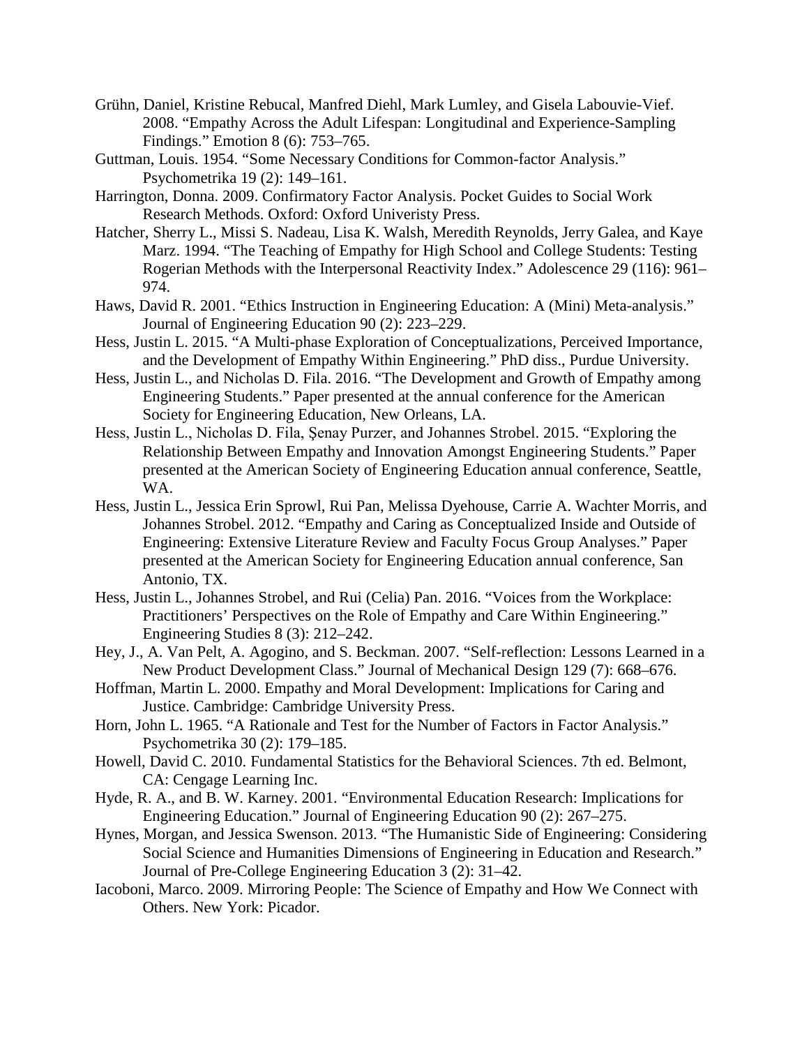Grühn, Daniel, Kristine Rebucal, Manfred Diehl, Mark Lumley, and Gisela Labouvie-Vief. 2008. "Empathy Across the Adult Lifespan: Longitudinal and Experience-Sampling Findings." Emotion 8 (6): 753–765.

Guttman, Louis. 1954. "Some Necessary Conditions for Common-factor Analysis." Psychometrika 19 (2): 149–161.

Harrington, Donna. 2009. Confirmatory Factor Analysis. Pocket Guides to Social Work Research Methods. Oxford: Oxford Univeristy Press.

Hatcher, Sherry L., Missi S. Nadeau, Lisa K. Walsh, Meredith Reynolds, Jerry Galea, and Kaye Marz. 1994. "The Teaching of Empathy for High School and College Students: Testing Rogerian Methods with the Interpersonal Reactivity Index." Adolescence 29 (116): 961–974.

Haws, David R. 2001. "Ethics Instruction in Engineering Education: A (Mini) Meta-analysis." Journal of Engineering Education 90 (2): 223–229.

Hess, Justin L. 2015. "A Multi-phase Exploration of Conceptualizations, Perceived Importance, and the Development of Empathy Within Engineering." PhD diss., Purdue University.

Hess, Justin L., and Nicholas D. Fila. 2016. "The Development and Growth of Empathy among Engineering Students." Paper presented at the annual conference for the American Society for Engineering Education, New Orleans, LA.

Hess, Justin L., Nicholas D. Fila, Şenay Purzer, and Johannes Strobel. 2015. "Exploring the Relationship Between Empathy and Innovation Amongst Engineering Students." Paper presented at the American Society of Engineering Education annual conference, Seattle, WA.

Hess, Justin L., Jessica Erin Sprowl, Rui Pan, Melissa Dyehouse, Carrie A. Wachter Morris, and Johannes Strobel. 2012. "Empathy and Caring as Conceptualized Inside and Outside of Engineering: Extensive Literature Review and Faculty Focus Group Analyses." Paper presented at the American Society for Engineering Education annual conference, San Antonio, TX.

Hess, Justin L., Johannes Strobel, and Rui (Celia) Pan. 2016. "Voices from the Workplace: Practitioners' Perspectives on the Role of Empathy and Care Within Engineering." Engineering Studies 8 (3): 212–242.

Hey, J., A. Van Pelt, A. Agogino, and S. Beckman. 2007. "Self-reflection: Lessons Learned in a New Product Development Class." Journal of Mechanical Design 129 (7): 668–676.

Hoffman, Martin L. 2000. Empathy and Moral Development: Implications for Caring and Justice. Cambridge: Cambridge University Press.

Horn, John L. 1965. "A Rationale and Test for the Number of Factors in Factor Analysis." Psychometrika 30 (2): 179–185.

Howell, David C. 2010. Fundamental Statistics for the Behavioral Sciences. 7th ed. Belmont, CA: Cengage Learning Inc.

Hyde, R. A., and B. W. Karney. 2001. "Environmental Education Research: Implications for Engineering Education." Journal of Engineering Education 90 (2): 267–275.

Hynes, Morgan, and Jessica Swenson. 2013. "The Humanistic Side of Engineering: Considering Social Science and Humanities Dimensions of Engineering in Education and Research." Journal of Pre-College Engineering Education 3 (2): 31–42.

Iacoboni, Marco. 2009. Mirroring People: The Science of Empathy and How We Connect with Others. New York: Picador.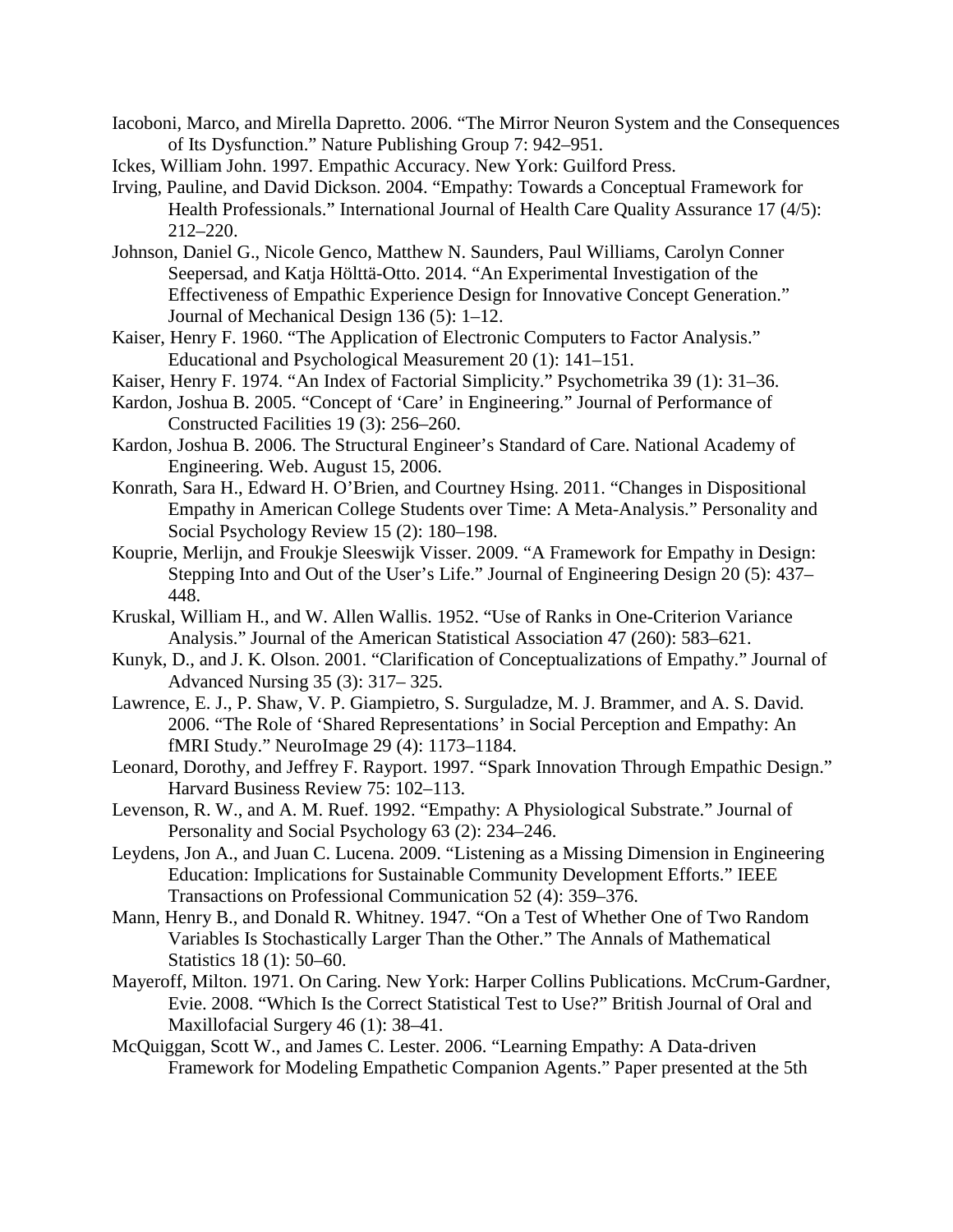Iacoboni, Marco, and Mirella Dapretto. 2006. "The Mirror Neuron System and the Consequences of Its Dysfunction." Nature Publishing Group 7: 942–951.

Ickes, William John. 1997. Empathic Accuracy. New York: Guilford Press.

Irving, Pauline, and David Dickson. 2004. "Empathy: Towards a Conceptual Framework for Health Professionals." International Journal of Health Care Quality Assurance 17 (4/5): 212–220.

Johnson, Daniel G., Nicole Genco, Matthew N. Saunders, Paul Williams, Carolyn Conner Seepersad, and Katja Hölttä-Otto. 2014. "An Experimental Investigation of the Effectiveness of Empathic Experience Design for Innovative Concept Generation." Journal of Mechanical Design 136 (5): 1–12.

Kaiser, Henry F. 1960. "The Application of Electronic Computers to Factor Analysis." Educational and Psychological Measurement 20 (1): 141–151.

Kaiser, Henry F. 1974. "An Index of Factorial Simplicity." Psychometrika 39 (1): 31–36.

Kardon, Joshua B. 2005. "Concept of 'Care' in Engineering." Journal of Performance of Constructed Facilities 19 (3): 256–260.

Kardon, Joshua B. 2006. The Structural Engineer's Standard of Care. National Academy of Engineering. Web. August 15, 2006.

Konrath, Sara H., Edward H. O'Brien, and Courtney Hsing. 2011. "Changes in Dispositional Empathy in American College Students over Time: A Meta-Analysis." Personality and Social Psychology Review 15 (2): 180–198.

Kouprie, Merlijn, and Froukje Sleeswijk Visser. 2009. "A Framework for Empathy in Design: Stepping Into and Out of the User's Life." Journal of Engineering Design 20 (5): 437–448.

Kruskal, William H., and W. Allen Wallis. 1952. "Use of Ranks in One-Criterion Variance Analysis." Journal of the American Statistical Association 47 (260): 583–621.

Kunyk, D., and J. K. Olson. 2001. "Clarification of Conceptualizations of Empathy." Journal of Advanced Nursing 35 (3): 317– 325.

Lawrence, E. J., P. Shaw, V. P. Giampietro, S. Surguladze, M. J. Brammer, and A. S. David. 2006. "The Role of 'Shared Representations' in Social Perception and Empathy: An fMRI Study." NeuroImage 29 (4): 1173–1184.

Leonard, Dorothy, and Jeffrey F. Rayport. 1997. "Spark Innovation Through Empathic Design." Harvard Business Review 75: 102–113.

Levenson, R. W., and A. M. Ruef. 1992. "Empathy: A Physiological Substrate." Journal of Personality and Social Psychology 63 (2): 234–246.

Leydens, Jon A., and Juan C. Lucena. 2009. "Listening as a Missing Dimension in Engineering Education: Implications for Sustainable Community Development Efforts." IEEE Transactions on Professional Communication 52 (4): 359–376.

Mann, Henry B., and Donald R. Whitney. 1947. "On a Test of Whether One of Two Random Variables Is Stochastically Larger Than the Other." The Annals of Mathematical Statistics 18 (1): 50–60.

Mayeroff, Milton. 1971. On Caring. New York: Harper Collins Publications. McCrum-Gardner, Evie. 2008. "Which Is the Correct Statistical Test to Use?" British Journal of Oral and Maxillofacial Surgery 46 (1): 38–41.

McQuiggan, Scott W., and James C. Lester. 2006. "Learning Empathy: A Data-driven Framework for Modeling Empathetic Companion Agents." Paper presented at the 5th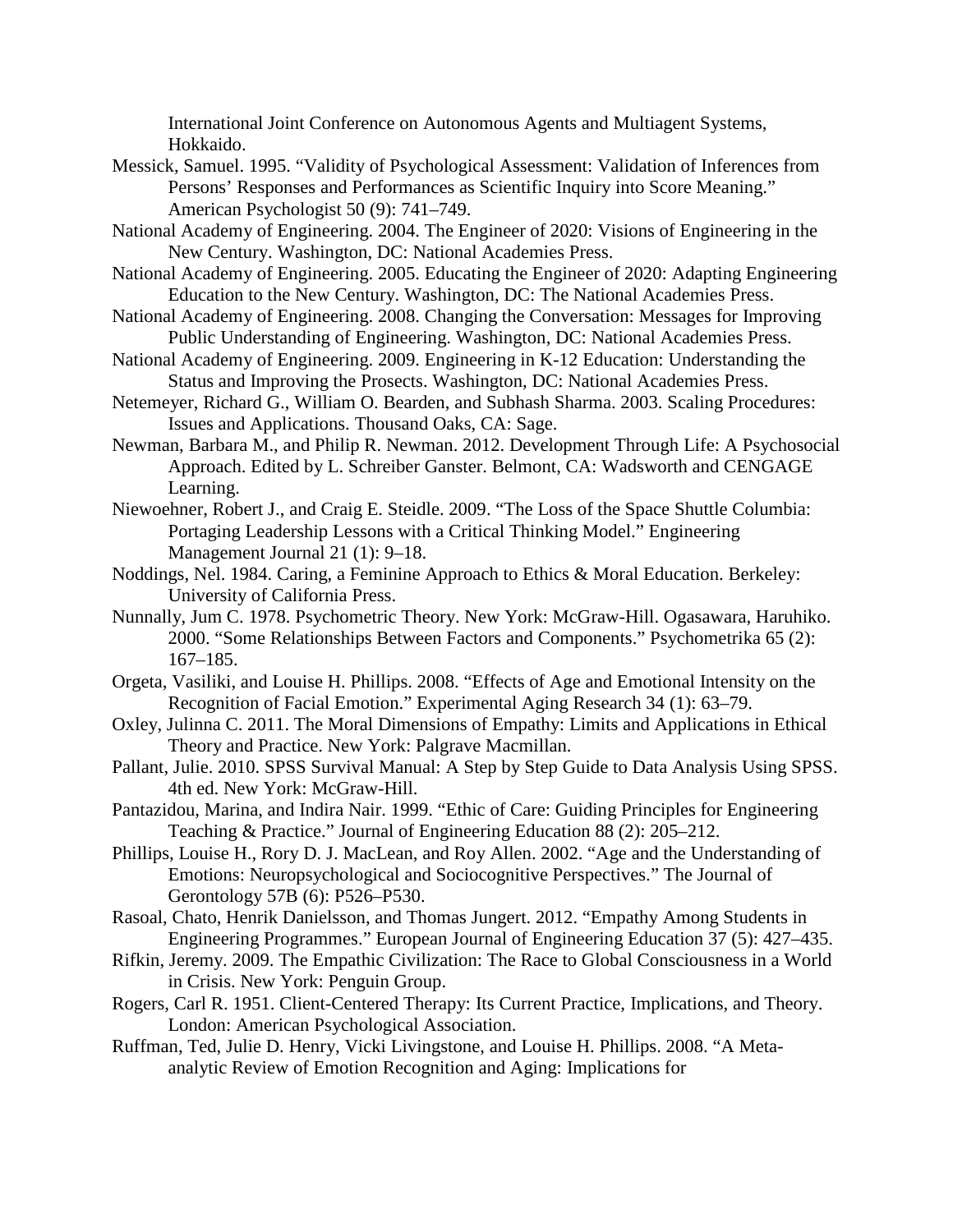International Joint Conference on Autonomous Agents and Multiagent Systems, Hokkaido.

Messick, Samuel. 1995. “Validity of Psychological Assessment: Validation of Inferences from Persons’ Responses and Performances as Scientific Inquiry into Score Meaning.” American Psychologist 50 (9): 741–749.

National Academy of Engineering. 2004. The Engineer of 2020: Visions of Engineering in the New Century. Washington, DC: National Academies Press.

National Academy of Engineering. 2005. Educating the Engineer of 2020: Adapting Engineering Education to the New Century. Washington, DC: The National Academies Press.

National Academy of Engineering. 2008. Changing the Conversation: Messages for Improving Public Understanding of Engineering. Washington, DC: National Academies Press.

National Academy of Engineering. 2009. Engineering in K-12 Education: Understanding the Status and Improving the Prosects. Washington, DC: National Academies Press.

Netemeyer, Richard G., William O. Bearden, and Subhash Sharma. 2003. Scaling Procedures: Issues and Applications. Thousand Oaks, CA: Sage.

Newman, Barbara M., and Philip R. Newman. 2012. Development Through Life: A Psychosocial Approach. Edited by L. Schreiber Ganster. Belmont, CA: Wadsworth and CENGAGE Learning.

Niewoehner, Robert J., and Craig E. Steidle. 2009. “The Loss of the Space Shuttle Columbia: Portaging Leadership Lessons with a Critical Thinking Model.” Engineering Management Journal 21 (1): 9–18.

Noddings, Nel. 1984. Caring, a Feminine Approach to Ethics & Moral Education. Berkeley: University of California Press.

Nunnally, Jum C. 1978. Psychometric Theory. New York: McGraw-Hill. Ogasawara, Haruhiko. 2000. “Some Relationships Between Factors and Components.” Psychometrika 65 (2): 167–185.

Orgeta, Vasiliki, and Louise H. Phillips. 2008. “Effects of Age and Emotional Intensity on the Recognition of Facial Emotion.” Experimental Aging Research 34 (1): 63–79.

Oxley, Julinna C. 2011. The Moral Dimensions of Empathy: Limits and Applications in Ethical Theory and Practice. New York: Palgrave Macmillan.

Pallant, Julie. 2010. SPSS Survival Manual: A Step by Step Guide to Data Analysis Using SPSS. 4th ed. New York: McGraw-Hill.

Pantazidou, Marina, and Indira Nair. 1999. “Ethic of Care: Guiding Principles for Engineering Teaching & Practice.” Journal of Engineering Education 88 (2): 205–212.

Phillips, Louise H., Rory D. J. MacLean, and Roy Allen. 2002. “Age and the Understanding of Emotions: Neuropsychological and Sociocognitive Perspectives.” The Journal of Gerontology 57B (6): P526–P530.

Rasoal, Chato, Henrik Danielsson, and Thomas Jungert. 2012. “Empathy Among Students in Engineering Programmes.” European Journal of Engineering Education 37 (5): 427–435.

Rifkin, Jeremy. 2009. The Empathic Civilization: The Race to Global Consciousness in a World in Crisis. New York: Penguin Group.

Rogers, Carl R. 1951. Client-Centered Therapy: Its Current Practice, Implications, and Theory. London: American Psychological Association.

Ruffman, Ted, Julie D. Henry, Vicki Livingstone, and Louise H. Phillips. 2008. “A Meta-analytic Review of Emotion Recognition and Aging: Implications for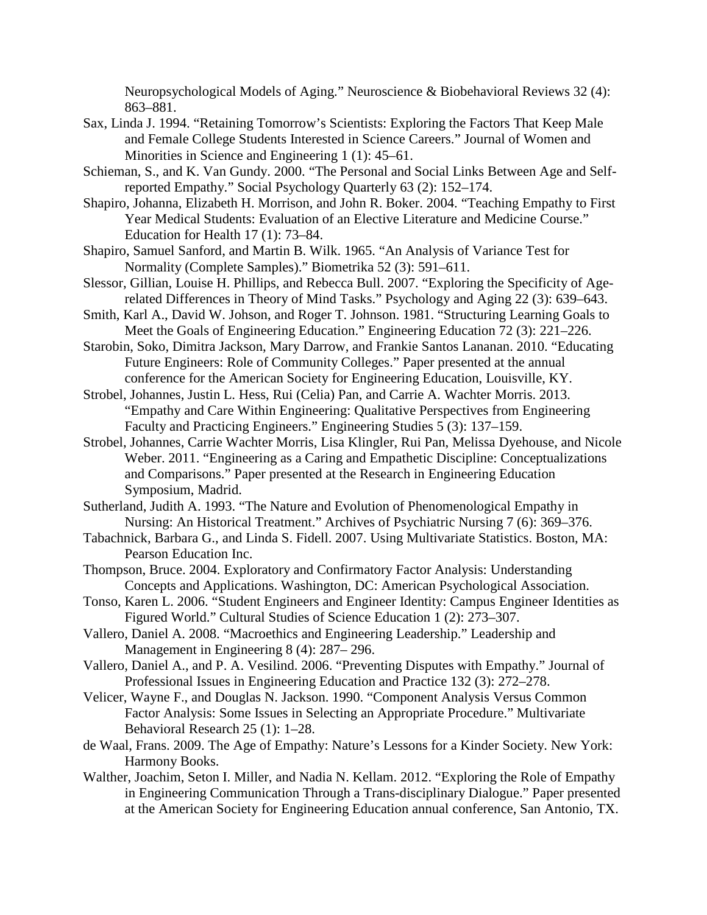Neuropsychological Models of Aging." Neuroscience & Biobehavioral Reviews 32 (4): 863–881.

Sax, Linda J. 1994. "Retaining Tomorrow's Scientists: Exploring the Factors That Keep Male and Female College Students Interested in Science Careers." Journal of Women and Minorities in Science and Engineering 1 (1): 45–61.

Schieman, S., and K. Van Gundy. 2000. "The Personal and Social Links Between Age and Self-reported Empathy." Social Psychology Quarterly 63 (2): 152–174.

Shapiro, Johanna, Elizabeth H. Morrison, and John R. Boker. 2004. "Teaching Empathy to First Year Medical Students: Evaluation of an Elective Literature and Medicine Course." Education for Health 17 (1): 73–84.

Shapiro, Samuel Sanford, and Martin B. Wilk. 1965. "An Analysis of Variance Test for Normality (Complete Samples)." Biometrika 52 (3): 591–611.

Slessor, Gillian, Louise H. Phillips, and Rebecca Bull. 2007. "Exploring the Specificity of Age-related Differences in Theory of Mind Tasks." Psychology and Aging 22 (3): 639–643.

Smith, Karl A., David W. Johson, and Roger T. Johnson. 1981. "Structuring Learning Goals to Meet the Goals of Engineering Education." Engineering Education 72 (3): 221–226.

Starobin, Soko, Dimitra Jackson, Mary Darrow, and Frankie Santos Lananan. 2010. "Educating Future Engineers: Role of Community Colleges." Paper presented at the annual conference for the American Society for Engineering Education, Louisville, KY.

Strobel, Johannes, Justin L. Hess, Rui (Celia) Pan, and Carrie A. Wachter Morris. 2013. "Empathy and Care Within Engineering: Qualitative Perspectives from Engineering Faculty and Practicing Engineers." Engineering Studies 5 (3): 137–159.

Strobel, Johannes, Carrie Wachter Morris, Lisa Klingler, Rui Pan, Melissa Dyehouse, and Nicole Weber. 2011. "Engineering as a Caring and Empathetic Discipline: Conceptualizations and Comparisons." Paper presented at the Research in Engineering Education Symposium, Madrid.

Sutherland, Judith A. 1993. "The Nature and Evolution of Phenomenological Empathy in Nursing: An Historical Treatment." Archives of Psychiatric Nursing 7 (6): 369–376.

Tabachnick, Barbara G., and Linda S. Fidell. 2007. Using Multivariate Statistics. Boston, MA: Pearson Education Inc.

Thompson, Bruce. 2004. Exploratory and Confirmatory Factor Analysis: Understanding Concepts and Applications. Washington, DC: American Psychological Association.

Tonso, Karen L. 2006. "Student Engineers and Engineer Identity: Campus Engineer Identities as Figured World." Cultural Studies of Science Education 1 (2): 273–307.

Vallero, Daniel A. 2008. "Macroethics and Engineering Leadership." Leadership and Management in Engineering 8 (4): 287– 296.

Vallero, Daniel A., and P. A. Vesilind. 2006. "Preventing Disputes with Empathy." Journal of Professional Issues in Engineering Education and Practice 132 (3): 272–278.

Velicer, Wayne F., and Douglas N. Jackson. 1990. "Component Analysis Versus Common Factor Analysis: Some Issues in Selecting an Appropriate Procedure." Multivariate Behavioral Research 25 (1): 1–28.

de Waal, Frans. 2009. The Age of Empathy: Nature's Lessons for a Kinder Society. New York: Harmony Books.

Walther, Joachim, Seton I. Miller, and Nadia N. Kellam. 2012. "Exploring the Role of Empathy in Engineering Communication Through a Trans-disciplinary Dialogue." Paper presented at the American Society for Engineering Education annual conference, San Antonio, TX.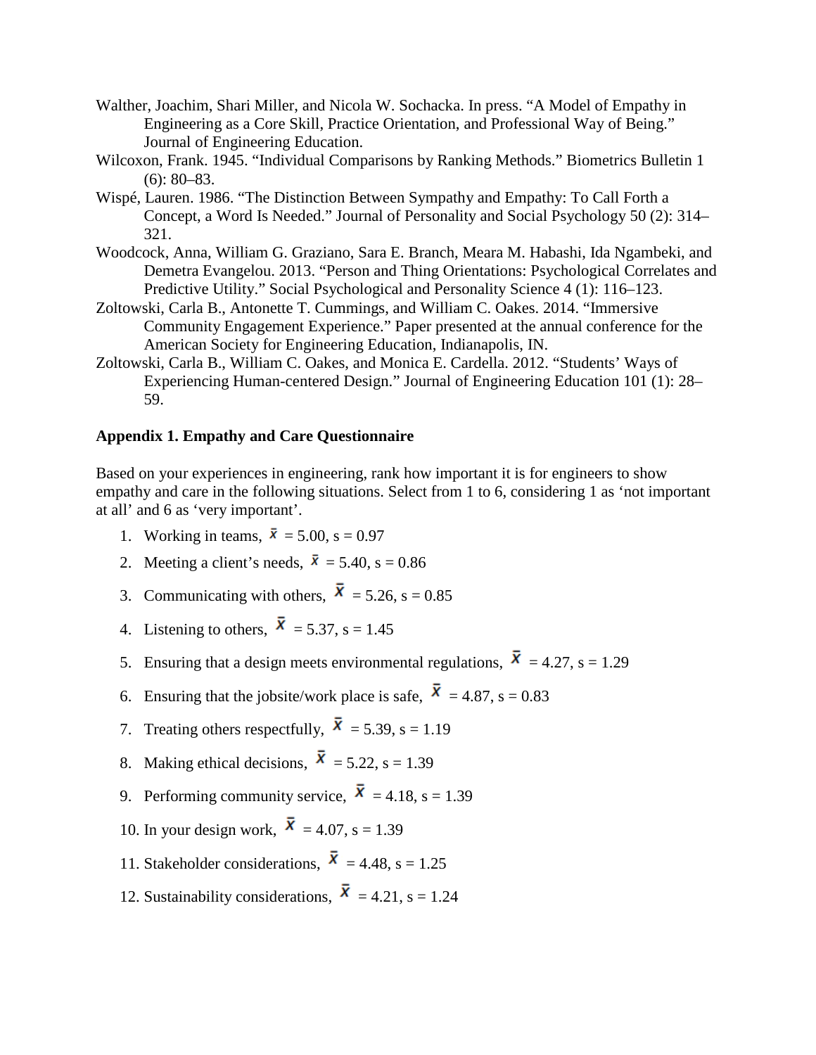Walther, Joachim, Shari Miller, and Nicola W. Sochacka. In press. “A Model of Empathy in Engineering as a Core Skill, Practice Orientation, and Professional Way of Being.” Journal of Engineering Education.

Wilcoxon, Frank. 1945. “Individual Comparisons by Ranking Methods.” Biometrics Bulletin 1 (6): 80–83.

Wispé, Lauren. 1986. “The Distinction Between Sympathy and Empathy: To Call Forth a Concept, a Word Is Needed.” Journal of Personality and Social Psychology 50 (2): 314–321.

Woodcock, Anna, William G. Graziano, Sara E. Branch, Meara M. Habashi, Ida Ngambeki, and Demetra Evangelou. 2013. “Person and Thing Orientations: Psychological Correlates and Predictive Utility.” Social Psychological and Personality Science 4 (1): 116–123.

Zoltowski, Carla B., Antonette T. Cummings, and William C. Oakes. 2014. “Immersive Community Engagement Experience.” Paper presented at the annual conference for the American Society for Engineering Education, Indianapolis, IN.

Zoltowski, Carla B., William C. Oakes, and Monica E. Cardella. 2012. “Students’ Ways of Experiencing Human-centered Design.” Journal of Engineering Education 101 (1): 28–59.

**Appendix 1. Empathy and Care Questionnaire**

Based on your experiences in engineering, rank how important it is for engineers to show empathy and care in the following situations. Select from 1 to 6, considering 1 as ‘not important at all’ and 6 as ‘very important’.

1. Working in teams, $\bar{x}$ = 5.00, s = 0.97
2. Meeting a client’s needs, $\bar{x}$ = 5.40, s = 0.86
3. Communicating with others, $\bar{x}$ = 5.26, s = 0.85
4. Listening to others, $\bar{x}$ = 5.37, s = 1.45
5. Ensuring that a design meets environmental regulations, $\bar{x}$ = 4.27, s = 1.29
6. Ensuring that the jobsite/work place is safe, $\bar{x}$ = 4.87, s = 0.83
7. Treating others respectfully, $\bar{x}$ = 5.39, s = 1.19
8. Making ethical decisions, $\bar{x}$ = 5.22, s = 1.39
9. Performing community service, $\bar{x}$ = 4.18, s = 1.39
10. In your design work, $\bar{x}$ = 4.07, s = 1.39
11. Stakeholder considerations, $\bar{x}$ = 4.48, s = 1.25
12. Sustainability considerations, $\bar{x}$ = 4.21, s = 1.24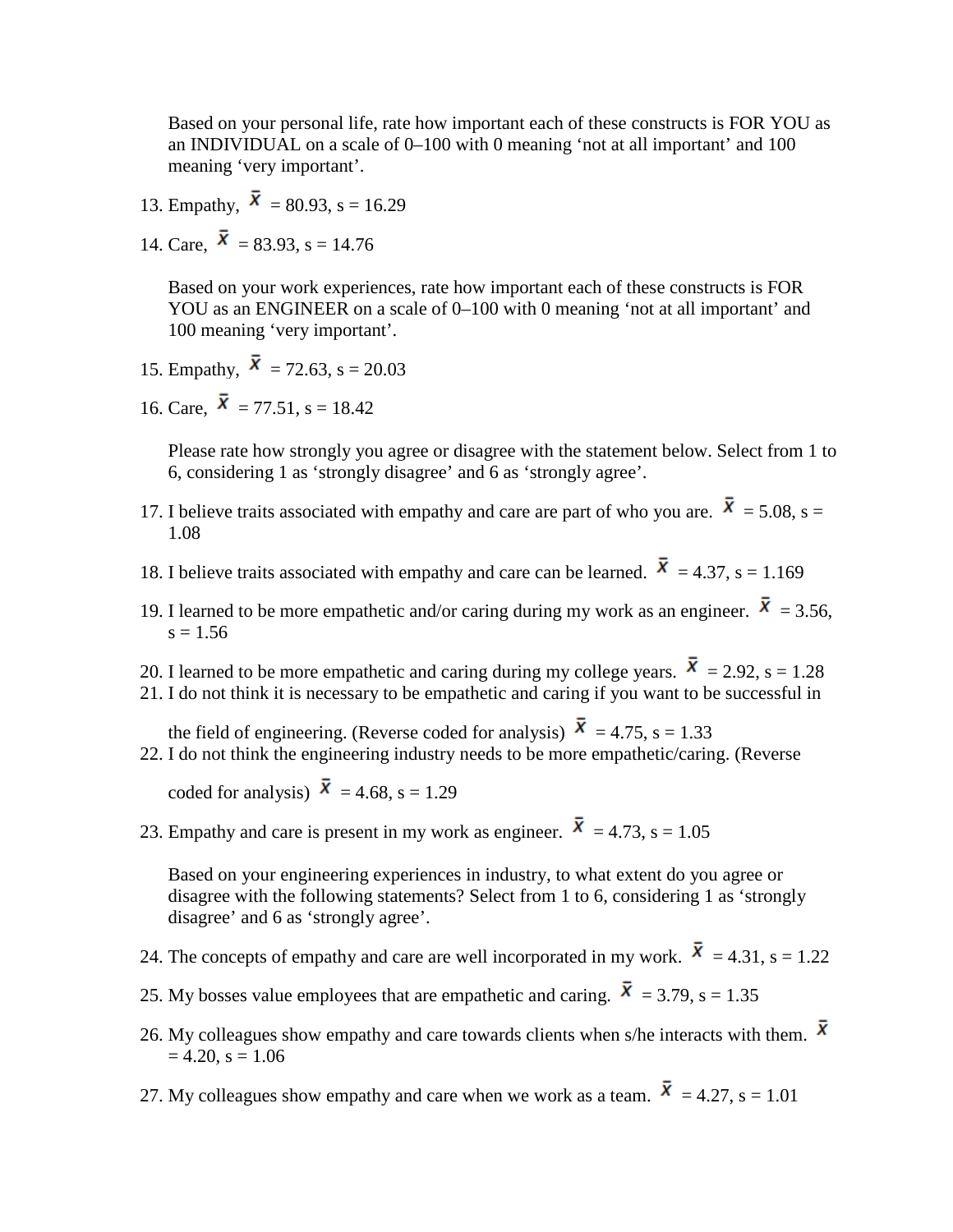Based on your personal life, rate how important each of these constructs is FOR YOU as an INDIVIDUAL on a scale of 0–100 with 0 meaning ‘not at all important’ and 100 meaning ‘very important’.

13. Empathy, $\bar{x}$ = 80.93, s = 16.29
14. Care, $\bar{x}$ = 83.93, s = 14.76

Based on your work experiences, rate how important each of these constructs is FOR YOU as an ENGINEER on a scale of 0–100 with 0 meaning ‘not at all important’ and 100 meaning ‘very important’.

15. Empathy, $\bar{x}$ = 72.63, s = 20.03
16. Care, $\bar{x}$ = 77.51, s = 18.42

Please rate how strongly you agree or disagree with the statement below. Select from 1 to 6, considering 1 as ‘strongly disagree’ and 6 as ‘strongly agree’.

17. I believe traits associated with empathy and care are part of who you are. $\bar{x}$ = 5.08, s = 1.08
18. I believe traits associated with empathy and care can be learned. $\bar{x}$ = 4.37, s = 1.169
19. I learned to be more empathetic and/or caring during my work as an engineer. $\bar{x}$ = 3.56, s = 1.56
20. I learned to be more empathetic and caring during my college years. $\bar{x}$ = 2.92, s = 1.28
21. I do not think it is necessary to be empathetic and caring if you want to be successful in the field of engineering. (Reverse coded for analysis) $\bar{x}$ = 4.75, s = 1.33
22. I do not think the engineering industry needs to be more empathetic/caring. (Reverse coded for analysis) $\bar{x}$ = 4.68, s = 1.29
23. Empathy and care is present in my work as engineer. $\bar{x}$ = 4.73, s = 1.05

Based on your engineering experiences in industry, to what extent do you agree or disagree with the following statements? Select from 1 to 6, considering 1 as ‘strongly disagree’ and 6 as ‘strongly agree’.

24. The concepts of empathy and care are well incorporated in my work. $\bar{x}$ = 4.31, s = 1.22
25. My bosses value employees that are empathetic and caring. $\bar{x}$ = 3.79, s = 1.35
26. My colleagues show empathy and care towards clients when s/he interacts with them. $\bar{x}$ = 4.20, s = 1.06
27. My colleagues show empathy and care when we work as a team. $\bar{x}$ = 4.27, s = 1.01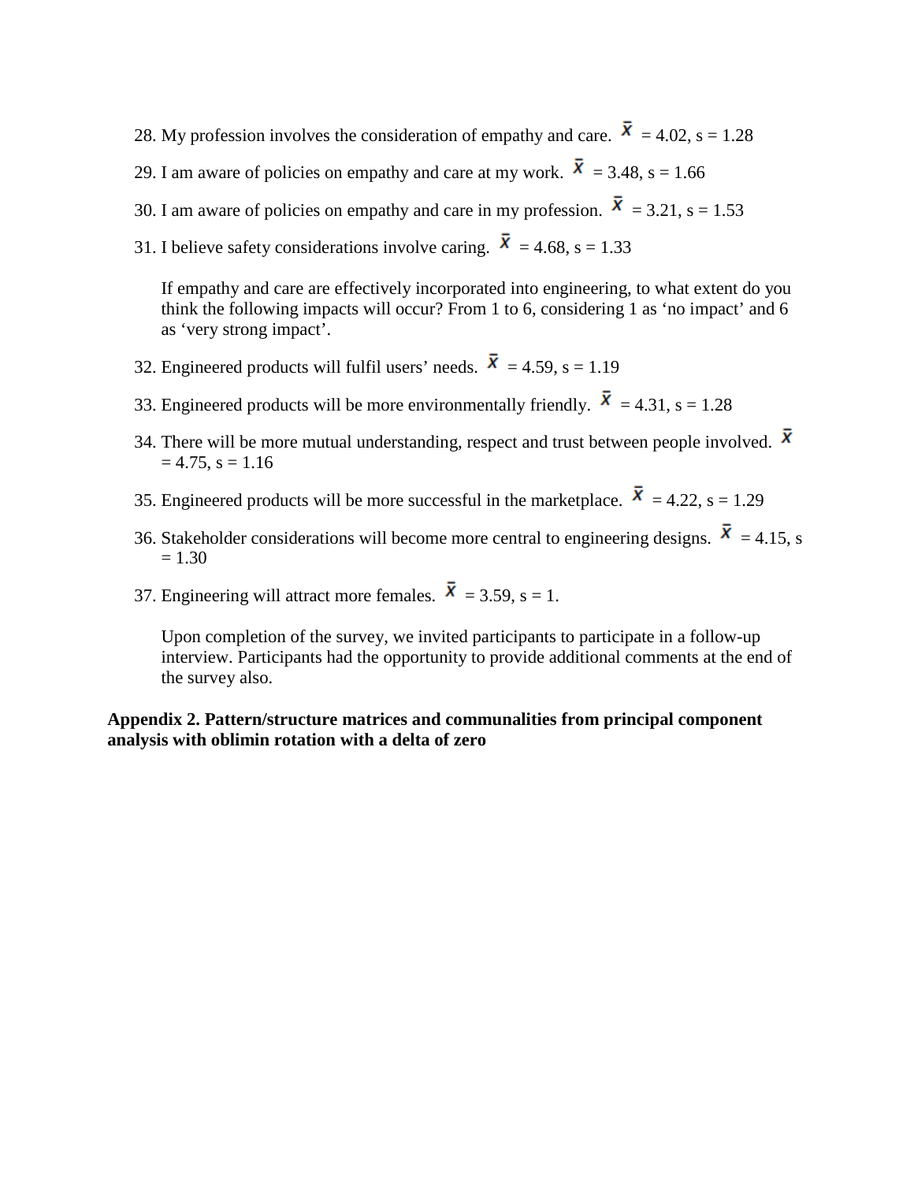28. My profession involves the consideration of empathy and care. $\bar{x}$ = 4.02, s = 1.28

29. I am aware of policies on empathy and care at my work. $\bar{x}$ = 3.48, s = 1.66

30. I am aware of policies on empathy and care in my profession. $\bar{x}$ = 3.21, s = 1.53

31. I believe safety considerations involve caring. $\bar{x}$ = 4.68, s = 1.33

    If empathy and care are effectively incorporated into engineering, to what extent do you think the following impacts will occur? From 1 to 6, considering 1 as 'no impact' and 6 as 'very strong impact'.

32. Engineered products will fulfil users' needs. $\bar{x}$ = 4.59, s = 1.19

33. Engineered products will be more environmentally friendly. $\bar{x}$ = 4.31, s = 1.28

34. There will be more mutual understanding, respect and trust between people involved. $\bar{x}$ = 4.75, s = 1.16

35. Engineered products will be more successful in the marketplace. $\bar{x}$ = 4.22, s = 1.29

36. Stakeholder considerations will become more central to engineering designs. $\bar{x}$ = 4.15, s = 1.30

37. Engineering will attract more females. $\bar{x}$ = 3.59, s = 1.

    Upon completion of the survey, we invited participants to participate in a follow-up interview. Participants had the opportunity to provide additional comments at the end of the survey also.

**Appendix 2. Pattern/structure matrices and communalities from principal component analysis with oblimin rotation with a delta of zero**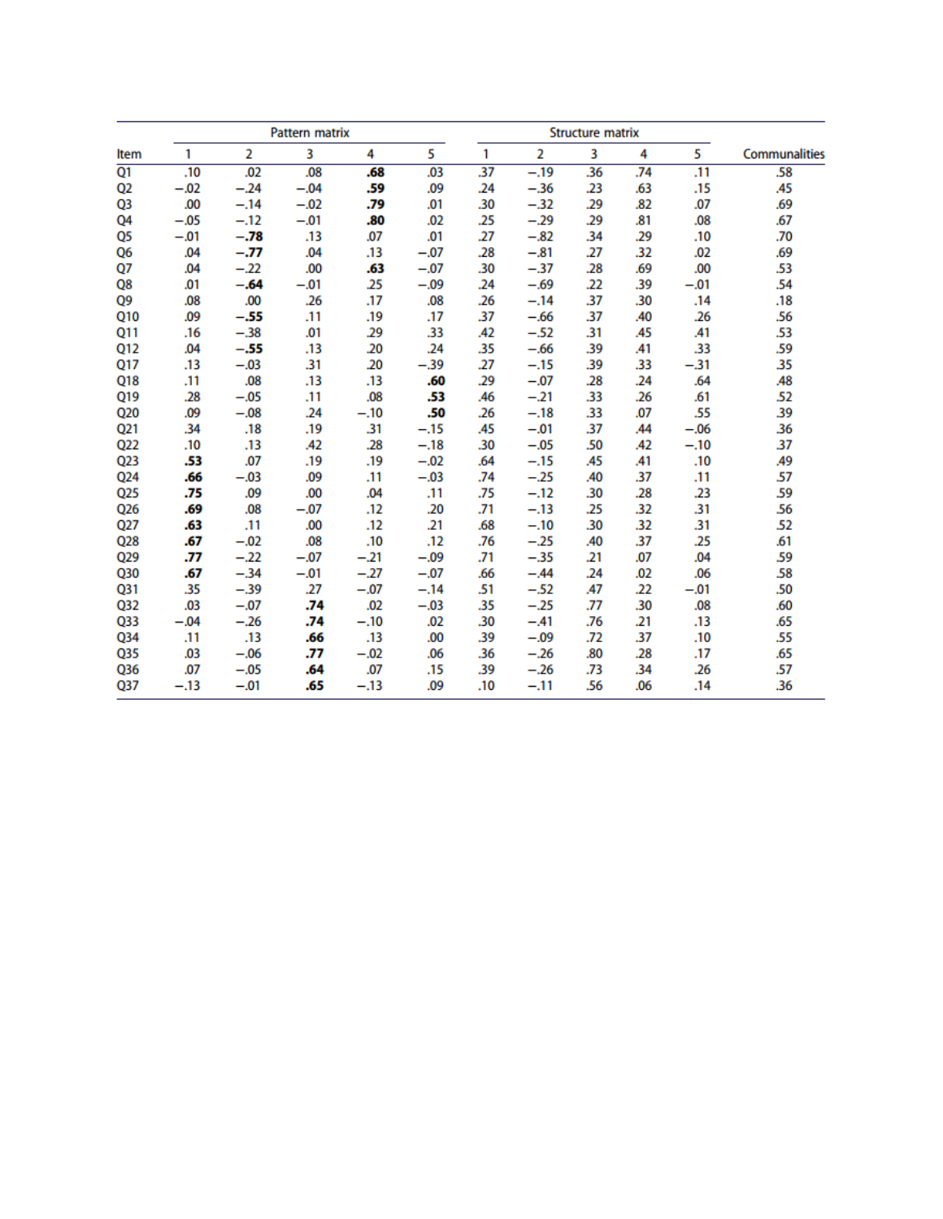| Item | Pattern matrix | | | | | Structure matrix | | | | | Communalities |
|---|---|---|---|---|---|---|---|---|---|---|---|
| | 1 | 2 | 3 | 4 | 5 | 1 | 2 | 3 | 4 | 5 | |
| Q1 | .10 | .02 | .08 | **.68** | .03 | .37 | −.19 | .36 | .74 | .11 | .58 |
| Q2 | −.02 | −.24 | −.04 | **.59** | .09 | .24 | −.36 | .23 | .63 | .15 | .45 |
| Q3 | .00 | −.14 | −.02 | **.79** | .01 | .30 | −.32 | .29 | .82 | .07 | .69 |
| Q4 | −.05 | −.12 | −.01 | **.80** | .02 | .25 | −.29 | .29 | .81 | .08 | .67 |
| Q5 | −.01 | **−.78** | .13 | .07 | .01 | .27 | −.82 | .34 | .29 | .10 | .70 |
| Q6 | .04 | **−.77** | .04 | .13 | −.07 | .28 | −.81 | .27 | .32 | .02 | .69 |
| Q7 | .04 | −.22 | .00 | **.63** | −.07 | .30 | −.37 | .28 | .69 | .00 | .53 |
| Q8 | .01 | **−.64** | −.01 | .25 | −.09 | .24 | −.69 | .22 | .39 | −.01 | .54 |
| Q9 | .08 | .00 | .26 | .17 | .08 | .26 | −.14 | .37 | .30 | .14 | .18 |
| Q10 | .09 | **−.55** | .11 | .19 | .17 | .37 | −.66 | .37 | .40 | .26 | .56 |
| Q11 | .16 | −.38 | .01 | .29 | .33 | .42 | −.52 | .31 | .45 | .41 | .53 |
| Q12 | .04 | **−.55** | .13 | .20 | .24 | .35 | −.66 | .39 | .41 | .33 | .59 |
| Q17 | .13 | −.03 | .31 | .20 | −.39 | .27 | −.15 | .39 | .33 | −.31 | .35 |
| Q18 | .11 | .08 | .13 | .13 | **.60** | .29 | −.07 | .28 | .24 | .64 | .48 |
| Q19 | .28 | −.05 | .11 | .08 | **.53** | .46 | −.21 | .33 | .26 | .61 | .52 |
| Q20 | .09 | −.08 | .24 | −.10 | **.50** | .26 | −.18 | .33 | .07 | .55 | .39 |
| Q21 | .34 | .18 | .19 | .31 | −.15 | .45 | −.01 | .37 | .44 | −.06 | .36 |
| Q22 | .10 | .13 | .42 | .28 | −.18 | .30 | −.05 | .50 | .42 | −.10 | .37 |
| Q23 | **.53** | .07 | .19 | .19 | −.02 | .64 | −.15 | .45 | .41 | .10 | .49 |
| Q24 | **.66** | −.03 | .09 | .11 | −.03 | .74 | −.25 | .40 | .37 | .11 | .57 |
| Q25 | **.75** | .09 | .00 | .04 | .11 | .75 | −.12 | .30 | .28 | .23 | .59 |
| Q26 | **.69** | .08 | −.07 | .12 | .20 | .71 | −.13 | .25 | .32 | .31 | .56 |
| Q27 | **.63** | .11 | .00 | .12 | .21 | .68 | −.10 | .30 | .32 | .31 | .52 |
| Q28 | **.67** | −.02 | .08 | .10 | .12 | .76 | −.25 | .40 | .37 | .25 | .61 |
| Q29 | **.77** | −.22 | −.07 | −.21 | −.09 | .71 | −.35 | .21 | .07 | .04 | .59 |
| Q30 | **.67** | −.34 | −.01 | −.27 | −.07 | .66 | −.44 | .24 | .02 | .06 | .58 |
| Q31 | .35 | −.39 | .27 | −.07 | −.14 | .51 | −.52 | .47 | .22 | −.01 | .50 |
| Q32 | .03 | −.07 | **.74** | .02 | −.03 | .35 | −.25 | .77 | .30 | .08 | .60 |
| Q33 | −.04 | −.26 | **.74** | −.10 | .02 | .30 | −.41 | .76 | .21 | .13 | .65 |
| Q34 | .11 | .13 | **.66** | .13 | .00 | .39 | −.09 | .72 | .37 | .10 | .55 |
| Q35 | .03 | −.06 | **.77** | −.02 | .06 | .36 | −.26 | .80 | .28 | .17 | .65 |
| Q36 | .07 | −.05 | **.64** | .07 | .15 | .39 | −.26 | .73 | .34 | .26 | .57 |
| Q37 | −.13 | −.01 | **.65** | −.13 | .09 | .10 | −.11 | .56 | .06 | .14 | .36 |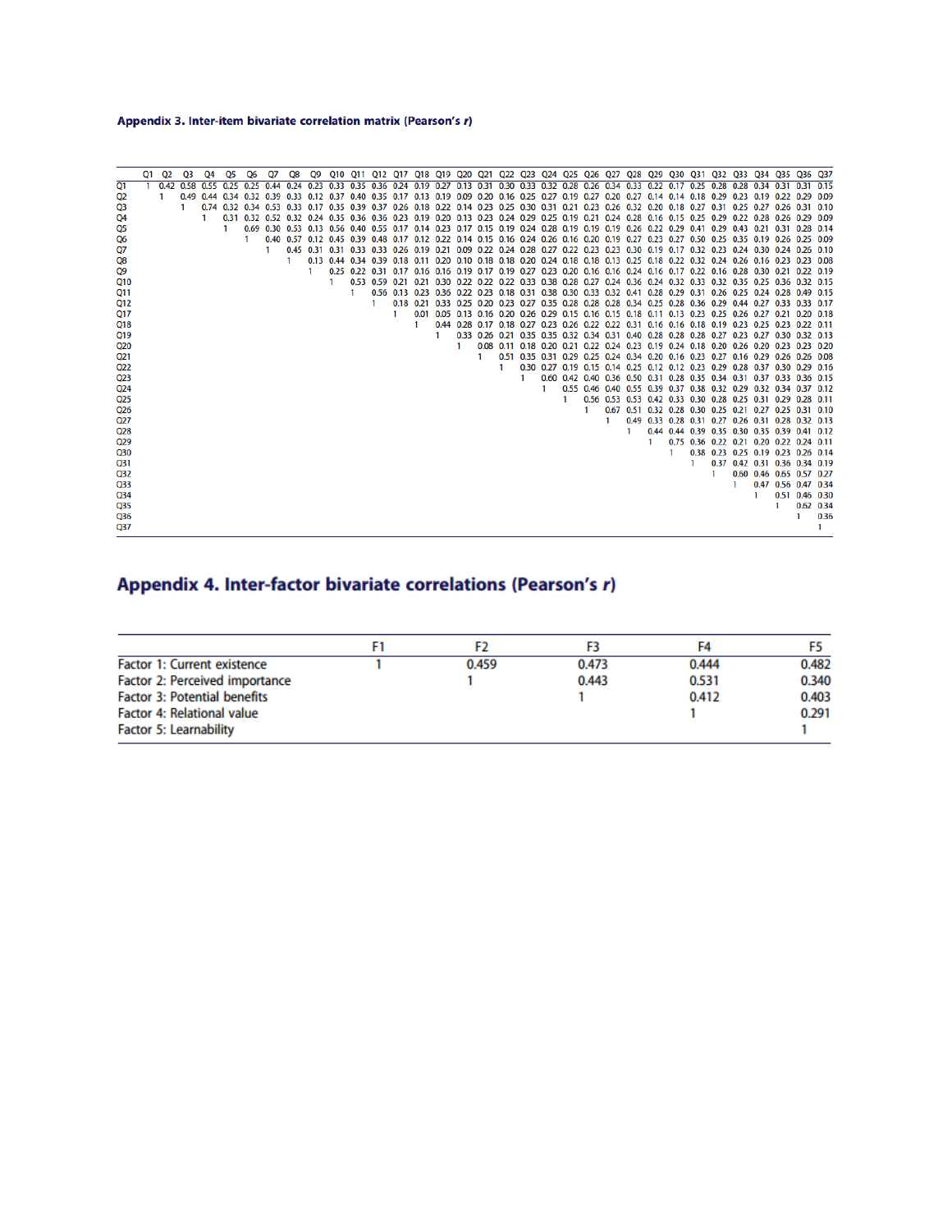**Appendix 3. Inter-item bivariate correlation matrix (Pearson's *r*)**

| | Q1 | Q2 | Q3 | Q4 | Q5 | Q6 | Q7 | Q8 | Q9 | Q10 | Q11 | Q12 | Q17 | Q18 | Q19 | Q20 | Q21 | Q22 | Q23 | Q24 | Q25 | Q26 | Q27 | Q28 | Q29 | Q30 | Q31 | Q32 | Q33 | Q34 | Q35 | Q36 | Q37 |
|---|---|---|---|---|---|---|---|---|---|---|---|---|---|---|---|---|---|---|---|---|---|---|---|---|---|---|---|---|---|---|---|---|---|
| Q1 | 1 | 0.42 | 0.58 | 0.55 | 0.25 | 0.25 | 0.44 | 0.24 | 0.23 | 0.33 | 0.35 | 0.36 | 0.24 | 0.19 | 0.27 | 0.13 | 0.31 | 0.30 | 0.33 | 0.32 | 0.28 | 0.26 | 0.34 | 0.33 | 0.22 | 0.17 | 0.25 | 0.28 | 0.28 | 0.34 | 0.31 | 0.31 | 0.15 |
| Q2 | | 1 | 0.49 | 0.44 | 0.34 | 0.32 | 0.39 | 0.33 | 0.12 | 0.37 | 0.40 | 0.35 | 0.17 | 0.13 | 0.19 | 0.09 | 0.20 | 0.16 | 0.25 | 0.27 | 0.19 | 0.27 | 0.20 | 0.27 | 0.14 | 0.14 | 0.18 | 0.29 | 0.23 | 0.19 | 0.22 | 0.29 | 0.09 |
| Q3 | | | 1 | 0.74 | 0.32 | 0.34 | 0.53 | 0.33 | 0.17 | 0.35 | 0.39 | 0.37 | 0.26 | 0.18 | 0.22 | 0.14 | 0.23 | 0.25 | 0.30 | 0.31 | 0.21 | 0.23 | 0.26 | 0.32 | 0.20 | 0.18 | 0.27 | 0.31 | 0.25 | 0.27 | 0.26 | 0.31 | 0.10 |
| Q4 | | | | 1 | 0.31 | 0.32 | 0.52 | 0.32 | 0.24 | 0.35 | 0.36 | 0.36 | 0.23 | 0.19 | 0.20 | 0.13 | 0.23 | 0.24 | 0.29 | 0.25 | 0.19 | 0.21 | 0.24 | 0.28 | 0.16 | 0.15 | 0.25 | 0.29 | 0.22 | 0.28 | 0.26 | 0.29 | 0.09 |
| Q5 | | | | | 1 | 0.69 | 0.30 | 0.53 | 0.13 | 0.56 | 0.40 | 0.55 | 0.17 | 0.14 | 0.23 | 0.17 | 0.15 | 0.19 | 0.24 | 0.28 | 0.19 | 0.19 | 0.19 | 0.26 | 0.22 | 0.29 | 0.41 | 0.29 | 0.43 | 0.21 | 0.31 | 0.28 | 0.14 |
| Q6 | | | | | | 1 | 0.40 | 0.57 | 0.12 | 0.45 | 0.39 | 0.48 | 0.17 | 0.12 | 0.22 | 0.14 | 0.15 | 0.16 | 0.24 | 0.26 | 0.16 | 0.20 | 0.19 | 0.27 | 0.23 | 0.27 | 0.50 | 0.25 | 0.35 | 0.19 | 0.26 | 0.25 | 0.09 |
| Q7 | | | | | | | 1 | 0.45 | 0.31 | 0.31 | 0.33 | 0.33 | 0.26 | 0.19 | 0.21 | 0.09 | 0.22 | 0.24 | 0.28 | 0.27 | 0.22 | 0.23 | 0.23 | 0.30 | 0.19 | 0.17 | 0.32 | 0.23 | 0.24 | 0.30 | 0.24 | 0.26 | 0.10 |
| Q8 | | | | | | | | 1 | 0.13 | 0.44 | 0.34 | 0.39 | 0.18 | 0.11 | 0.20 | 0.10 | 0.18 | 0.18 | 0.20 | 0.24 | 0.18 | 0.18 | 0.13 | 0.25 | 0.18 | 0.22 | 0.32 | 0.24 | 0.26 | 0.16 | 0.23 | 0.23 | 0.08 |
| Q9 | | | | | | | | | 1 | 0.25 | 0.22 | 0.31 | 0.17 | 0.16 | 0.16 | 0.19 | 0.17 | 0.19 | 0.27 | 0.23 | 0.20 | 0.16 | 0.16 | 0.24 | 0.16 | 0.17 | 0.22 | 0.16 | 0.28 | 0.30 | 0.21 | 0.22 | 0.19 |
| Q10 | | | | | | | | | | 1 | 0.53 | 0.59 | 0.21 | 0.21 | 0.30 | 0.22 | 0.22 | 0.22 | 0.33 | 0.38 | 0.28 | 0.27 | 0.24 | 0.36 | 0.24 | 0.32 | 0.33 | 0.32 | 0.35 | 0.25 | 0.36 | 0.32 | 0.15 |
| Q11 | | | | | | | | | | | 1 | 0.56 | 0.13 | 0.23 | 0.36 | 0.22 | 0.23 | 0.18 | 0.31 | 0.38 | 0.30 | 0.33 | 0.32 | 0.41 | 0.28 | 0.29 | 0.31 | 0.26 | 0.25 | 0.24 | 0.28 | 0.49 | 0.15 |
| Q12 | | | | | | | | | | | | 1 | 0.18 | 0.21 | 0.33 | 0.25 | 0.20 | 0.23 | 0.27 | 0.35 | 0.28 | 0.28 | 0.28 | 0.34 | 0.25 | 0.28 | 0.36 | 0.29 | 0.44 | 0.27 | 0.33 | 0.33 | 0.17 |
| Q17 | | | | | | | | | | | | | 1 | 0.01 | 0.05 | 0.13 | 0.16 | 0.20 | 0.26 | 0.29 | 0.15 | 0.16 | 0.15 | 0.18 | 0.11 | 0.13 | 0.23 | 0.25 | 0.26 | 0.27 | 0.21 | 0.20 | 0.18 |
| Q18 | | | | | | | | | | | | | | 1 | 0.44 | 0.28 | 0.17 | 0.18 | 0.27 | 0.23 | 0.26 | 0.22 | 0.22 | 0.31 | 0.16 | 0.16 | 0.18 | 0.19 | 0.23 | 0.25 | 0.23 | 0.22 | 0.11 |
| Q19 | | | | | | | | | | | | | | | 1 | 0.33 | 0.26 | 0.21 | 0.35 | 0.35 | 0.32 | 0.34 | 0.31 | 0.40 | 0.28 | 0.28 | 0.28 | 0.27 | 0.23 | 0.27 | 0.30 | 0.32 | 0.13 |
| Q20 | | | | | | | | | | | | | | | | 1 | 0.08 | 0.11 | 0.18 | 0.20 | 0.21 | 0.22 | 0.24 | 0.23 | 0.19 | 0.24 | 0.18 | 0.20 | 0.26 | 0.20 | 0.23 | 0.23 | 0.20 |
| Q21 | | | | | | | | | | | | | | | | | 1 | 0.51 | 0.35 | 0.31 | 0.29 | 0.25 | 0.24 | 0.34 | 0.20 | 0.16 | 0.23 | 0.27 | 0.16 | 0.29 | 0.26 | 0.26 | 0.08 |
| Q22 | | | | | | | | | | | | | | | | | | 1 | 0.30 | 0.27 | 0.19 | 0.15 | 0.14 | 0.25 | 0.12 | 0.12 | 0.23 | 0.29 | 0.28 | 0.37 | 0.30 | 0.29 | 0.16 |
| Q23 | | | | | | | | | | | | | | | | | | | 1 | 0.60 | 0.42 | 0.40 | 0.36 | 0.50 | 0.31 | 0.28 | 0.35 | 0.34 | 0.31 | 0.37 | 0.33 | 0.36 | 0.15 |
| Q24 | | | | | | | | | | | | | | | | | | | | 1 | 0.55 | 0.46 | 0.40 | 0.55 | 0.39 | 0.37 | 0.38 | 0.32 | 0.29 | 0.32 | 0.34 | 0.37 | 0.12 |
| Q25 | | | | | | | | | | | | | | | | | | | | | 1 | 0.56 | 0.53 | 0.53 | 0.42 | 0.33 | 0.30 | 0.28 | 0.25 | 0.31 | 0.29 | 0.28 | 0.11 |
| Q26 | | | | | | | | | | | | | | | | | | | | | | 1 | 0.67 | 0.51 | 0.32 | 0.28 | 0.30 | 0.25 | 0.21 | 0.27 | 0.25 | 0.31 | 0.10 |
| Q27 | | | | | | | | | | | | | | | | | | | | | | | 1 | 0.49 | 0.33 | 0.28 | 0.31 | 0.27 | 0.26 | 0.31 | 0.28 | 0.32 | 0.13 |
| Q28 | | | | | | | | | | | | | | | | | | | | | | | | 1 | 0.44 | 0.44 | 0.39 | 0.35 | 0.30 | 0.35 | 0.39 | 0.41 | 0.12 |
| Q29 | | | | | | | | | | | | | | | | | | | | | | | | | 1 | 0.75 | 0.36 | 0.22 | 0.21 | 0.20 | 0.22 | 0.24 | 0.11 |
| Q30 | | | | | | | | | | | | | | | | | | | | | | | | | | 1 | 0.38 | 0.23 | 0.25 | 0.19 | 0.23 | 0.26 | 0.14 |
| Q31 | | | | | | | | | | | | | | | | | | | | | | | | | | | 1 | 0.37 | 0.42 | 0.31 | 0.36 | 0.34 | 0.19 |
| Q32 | | | | | | | | | | | | | | | | | | | | | | | | | | | | 1 | 0.60 | 0.46 | 0.65 | 0.57 | 0.27 |
| Q33 | | | | | | | | | | | | | | | | | | | | | | | | | | | | | 1 | 0.47 | 0.56 | 0.47 | 0.34 |
| Q34 | | | | | | | | | | | | | | | | | | | | | | | | | | | | | | 1 | 0.51 | 0.46 | 0.30 |
| Q35 | | | | | | | | | | | | | | | | | | | | | | | | | | | | | | | 1 | 0.62 | 0.34 |
| Q36 | | | | | | | | | | | | | | | | | | | | | | | | | | | | | | | | 1 | 0.36 |
| Q37 | | | | | | | | | | | | | | | | | | | | | | | | | | | | | | | | | 1 |

## Appendix 4. Inter-factor bivariate correlations (Pearson's *r*)

| | F1 | F2 | F3 | F4 | F5 |
|---|---|---|---|---|---|
| Factor 1: Current existence | 1 | 0.459 | 0.473 | 0.444 | 0.482 |
| Factor 2: Perceived importance | | 1 | 0.443 | 0.531 | 0.340 |
| Factor 3: Potential benefits | | | 1 | 0.412 | 0.403 |
| Factor 4: Relational value | | | | 1 | 0.291 |
| Factor 5: Learnability | | | | | 1 |